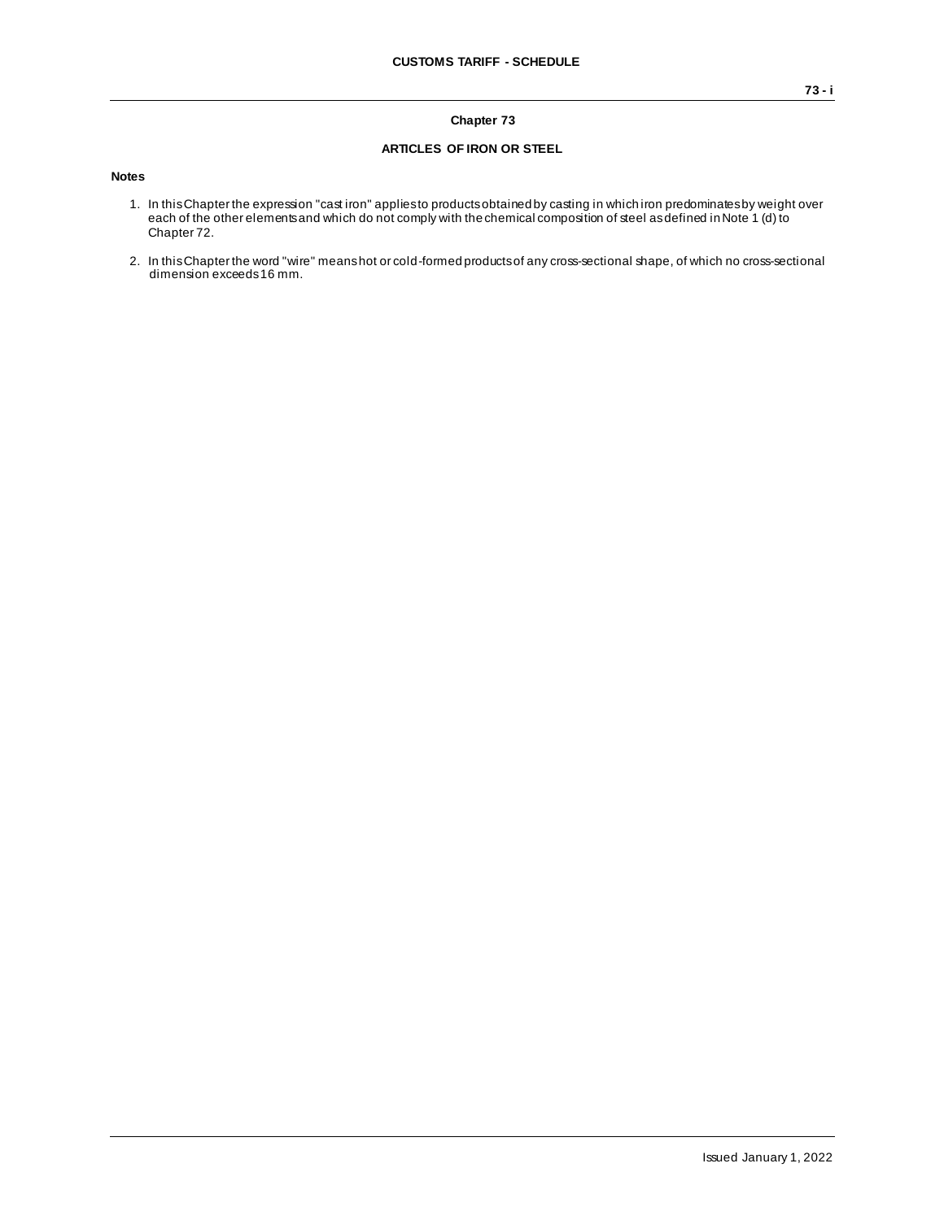# Chapter 73

## ARTICLES OF IRON OR STEEL

**Notes**

1. In this Chapter the expression "cast iron" applies to products obtained by casting in which iron predominates by weight over each of the other elements and which do not comply with the chemical composition of steel as defined in Note 1 (d) to Chapter 72.

2. In this Chapter the word "wire" means hot or cold-formed products of any cross-sectional shape, of which no cross-sectional dimension exceeds 16 mm.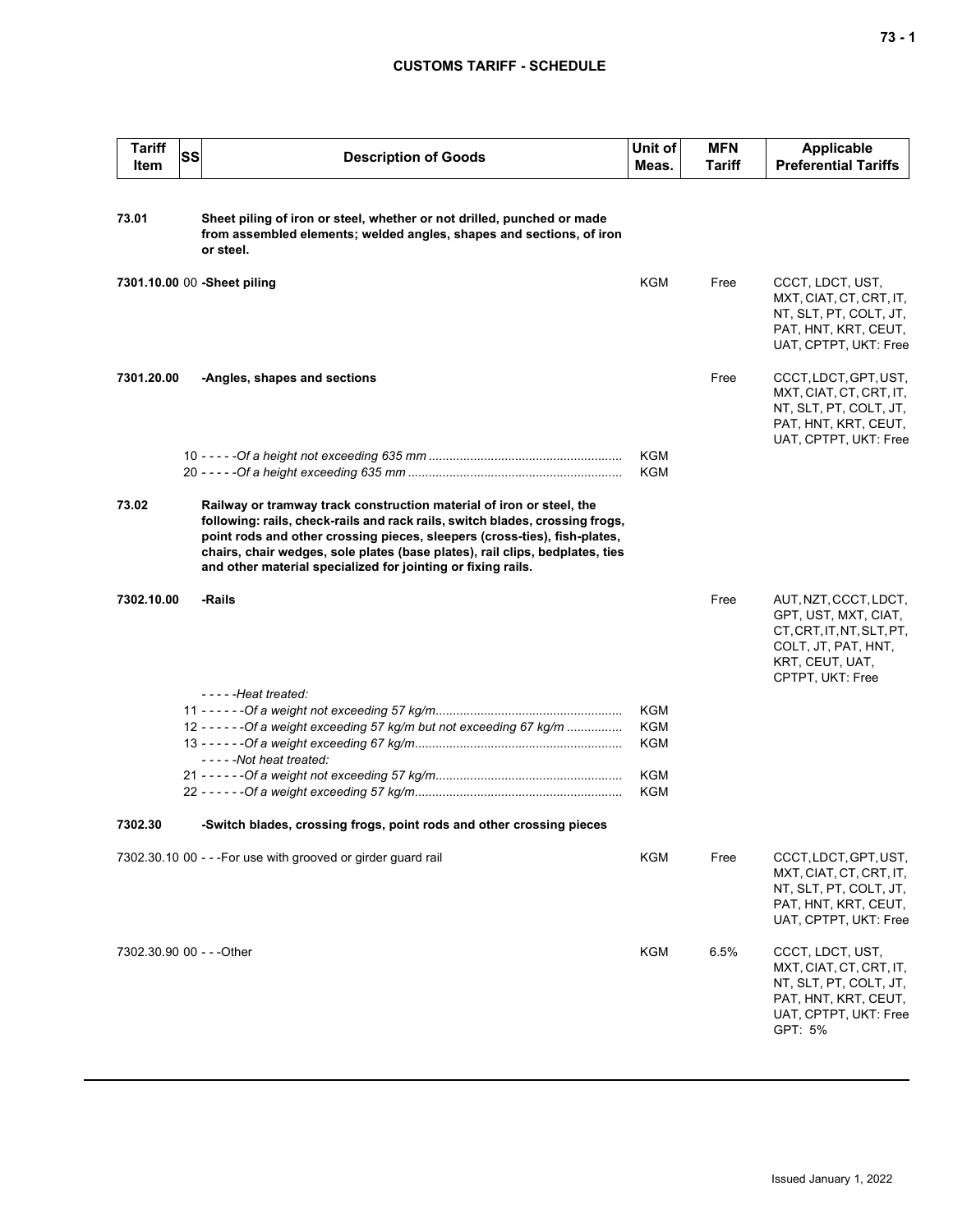| Tariff Item | SS | Description of Goods | Unit of Meas. | MFN Tariff | Applicable Preferential Tariffs |
|---|---|---|---|---|---|
| 73.01 | | **Sheet piling of iron or steel, whether or not drilled, punched or made from assembled elements; welded angles, shapes and sections, of iron or steel.** | | | |
| 7301.10.00 | 00 | **-Sheet piling** | KGM | Free | CCCT, LDCT, UST, MXT, CIAT, CT, CRT, IT, NT, SLT, PT, COLT, JT, PAT, HNT, KRT, CEUT, UAT, CPTPT, UKT: Free |
| 7301.20.00 | | **-Angles, shapes and sections** | | Free | CCCT, LDCT, GPT, UST, MXT, CIAT, CT, CRT, IT, NT, SLT, PT, COLT, JT, PAT, HNT, KRT, CEUT, UAT, CPTPT, UKT: Free |
| | 10 | - - - - -*Of a height not exceeding 635 mm* | KGM | | |
| | 20 | - - - - -*Of a height exceeding 635 mm* | KGM | | |
| 73.02 | | **Railway or tramway track construction material of iron or steel, the following: rails, check-rails and rack rails, switch blades, crossing frogs, point rods and other crossing pieces, sleepers (cross-ties), fish-plates, chairs, chair wedges, sole plates (base plates), rail clips, bedplates, ties and other material specialized for jointing or fixing rails.** | | | |
| 7302.10.00 | | **-Rails** | | Free | AUT, NZT, CCCT, LDCT, GPT, UST, MXT, CIAT, CT, CRT, IT, NT, SLT, PT, COLT, JT, PAT, HNT, KRT, CEUT, UAT, CPTPT, UKT: Free |
| | | - - - - -*Heat treated:* | | | |
| | 11 | - - - - - -*Of a weight not exceeding 57 kg/m* | KGM | | |
| | 12 | - - - - - -*Of a weight exceeding 57 kg/m but not exceeding 67 kg/m* | KGM | | |
| | 13 | - - - - - -*Of a weight exceeding 67 kg/m* | KGM | | |
| | | - - - - -*Not heat treated:* | | | |
| | 21 | - - - - - -*Of a weight not exceeding 57 kg/m* | KGM | | |
| | 22 | - - - - - -*Of a weight exceeding 57 kg/m* | KGM | | |
| 7302.30 | | **-Switch blades, crossing frogs, point rods and other crossing pieces** | | | |
| 7302.30.10 | 00 | - - -For use with grooved or girder guard rail | KGM | Free | CCCT, LDCT, GPT, UST, MXT, CIAT, CT, CRT, IT, NT, SLT, PT, COLT, JT, PAT, HNT, KRT, CEUT, UAT, CPTPT, UKT: Free |
| 7302.30.90 | 00 | - - -Other | KGM | 6.5% | CCCT, LDCT, UST, MXT, CIAT, CT, CRT, IT, NT, SLT, PT, COLT, JT, PAT, HNT, KRT, CEUT, UAT, CPTPT, UKT: Free<br>GPT: 5% |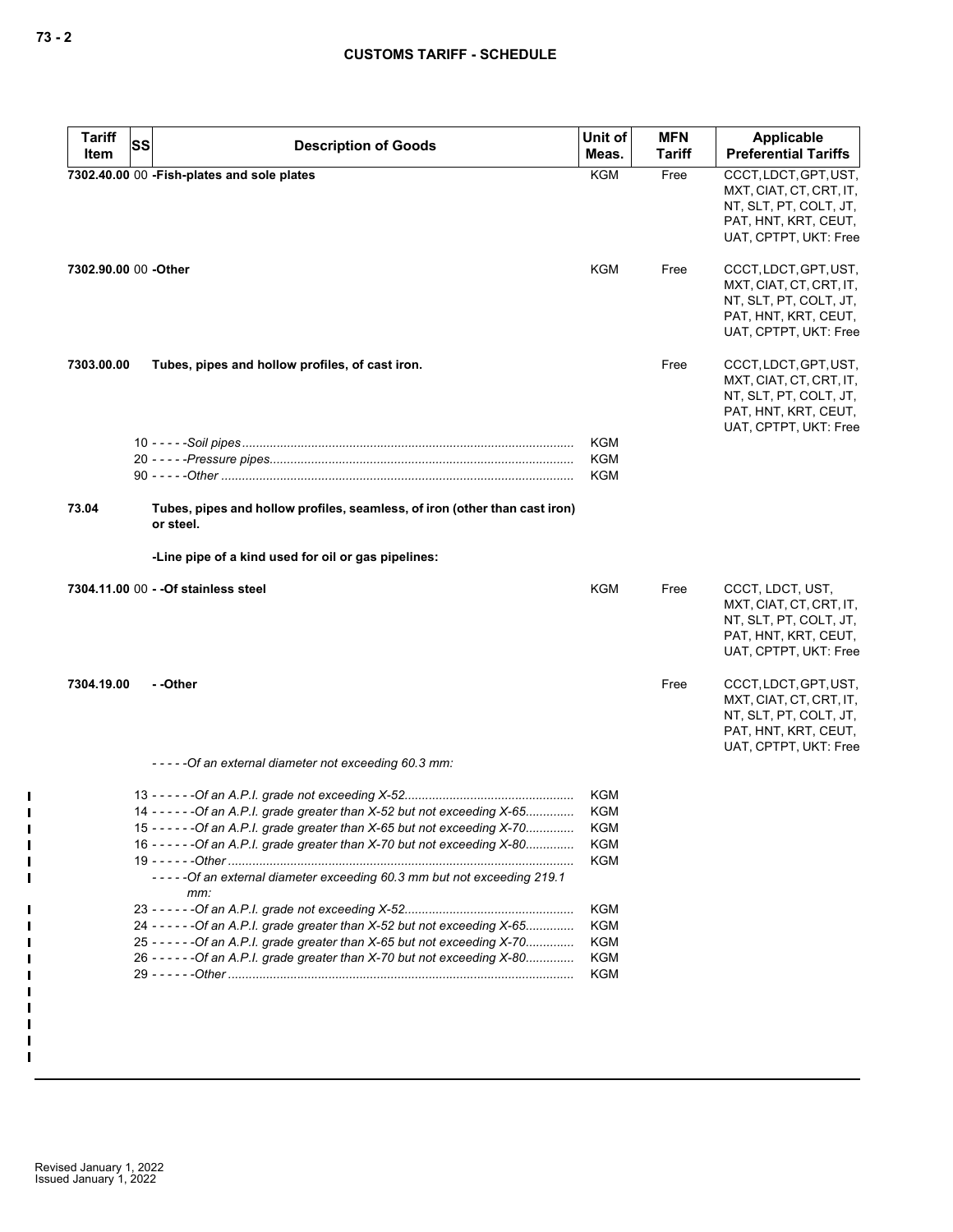| Tariff Item | SS | Description of Goods | Unit of Meas. | MFN Tariff | Applicable Preferential Tariffs |
|---|---|---|---|---|---|
| 7302.40.00 | 00 | **-Fish-plates and sole plates** | KGM | Free | CCCT, LDCT, GPT, UST, MXT, CIAT, CT, CRT, IT, NT, SLT, PT, COLT, JT, PAT, HNT, KRT, CEUT, UAT, CPTPT, UKT: Free |
| 7302.90.00 | 00 | **-Other** | KGM | Free | CCCT, LDCT, GPT, UST, MXT, CIAT, CT, CRT, IT, NT, SLT, PT, COLT, JT, PAT, HNT, KRT, CEUT, UAT, CPTPT, UKT: Free |
| 7303.00.00 | | **Tubes, pipes and hollow profiles, of cast iron.** | | Free | CCCT, LDCT, GPT, UST, MXT, CIAT, CT, CRT, IT, NT, SLT, PT, COLT, JT, PAT, HNT, KRT, CEUT, UAT, CPTPT, UKT: Free |
| | | 10 - - - - -*Soil pipes* | KGM | | |
| | | 20 - - - - -*Pressure pipes* | KGM | | |
| | | 90 - - - - -*Other* | KGM | | |
| 73.04 | | **Tubes, pipes and hollow profiles, seamless, of iron (other than cast iron) or steel.** | | | |
| | | **-Line pipe of a kind used for oil or gas pipelines:** | | | |
| 7304.11.00 | 00 | **- -Of stainless steel** | KGM | Free | CCCT, LDCT, UST, MXT, CIAT, CT, CRT, IT, NT, SLT, PT, COLT, JT, PAT, HNT, KRT, CEUT, UAT, CPTPT, UKT: Free |
| 7304.19.00 | | **- -Other** | | Free | CCCT, LDCT, GPT, UST, MXT, CIAT, CT, CRT, IT, NT, SLT, PT, COLT, JT, PAT, HNT, KRT, CEUT, UAT, CPTPT, UKT: Free |
| | | - - - - -*Of an external diameter not exceeding 60.3 mm:* | | | |
| | | 13 - - - - - -*Of an A.P.I. grade not exceeding X-52* | KGM | | |
| | | 14 - - - - - -*Of an A.P.I. grade greater than X-52 but not exceeding X-65* | KGM | | |
| | | 15 - - - - - -*Of an A.P.I. grade greater than X-65 but not exceeding X-70* | KGM | | |
| | | 16 - - - - - -*Of an A.P.I. grade greater than X-70 but not exceeding X-80* | KGM | | |
| | | 19 - - - - - -*Other* | KGM | | |
| | | - - - - -*Of an external diameter exceeding 60.3 mm but not exceeding 219.1 mm:* | | | |
| | | 23 - - - - - -*Of an A.P.I. grade not exceeding X-52* | KGM | | |
| | | 24 - - - - - -*Of an A.P.I. grade greater than X-52 but not exceeding X-65* | KGM | | |
| | | 25 - - - - - -*Of an A.P.I. grade greater than X-65 but not exceeding X-70* | KGM | | |
| | | 26 - - - - - -*Of an A.P.I. grade greater than X-70 but not exceeding X-80* | KGM | | |
| | | 29 - - - - - -*Other* | KGM | | |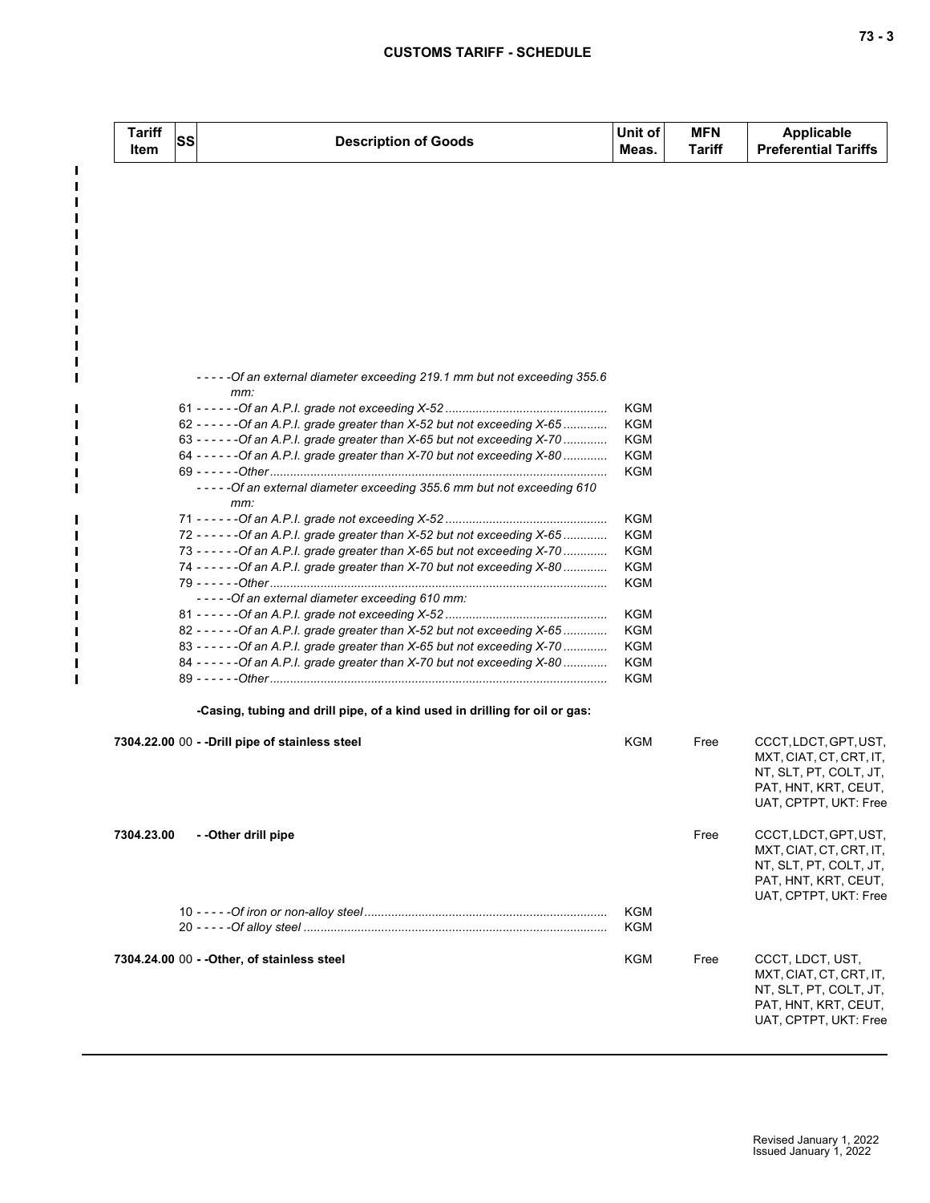| Tariff Item | SS | Description of Goods | Unit of Meas. | MFN Tariff | Applicable Preferential Tariffs |
|---|---|---|---|---|---|
| | | - - - - -*Of an external diameter exceeding 219.1 mm but not exceeding 355.6 mm:* | | | |
| | 61 | - - - - - -*Of an A.P.I. grade not exceeding X-52* | KGM | | |
| | 62 | - - - - - -*Of an A.P.I. grade greater than X-52 but not exceeding X-65* | KGM | | |
| | 63 | - - - - - -*Of an A.P.I. grade greater than X-65 but not exceeding X-70* | KGM | | |
| | 64 | - - - - - -*Of an A.P.I. grade greater than X-70 but not exceeding X-80* | KGM | | |
| | 69 | - - - - - -*Other* | KGM | | |
| | | - - - - -*Of an external diameter exceeding 355.6 mm but not exceeding 610 mm:* | | | |
| | 71 | - - - - - -*Of an A.P.I. grade not exceeding X-52* | KGM | | |
| | 72 | - - - - - -*Of an A.P.I. grade greater than X-52 but not exceeding X-65* | KGM | | |
| | 73 | - - - - - -*Of an A.P.I. grade greater than X-65 but not exceeding X-70* | KGM | | |
| | 74 | - - - - - -*Of an A.P.I. grade greater than X-70 but not exceeding X-80* | KGM | | |
| | 79 | - - - - - -*Other* | KGM | | |
| | | - - - - -*Of an external diameter exceeding 610 mm:* | | | |
| | 81 | - - - - - -*Of an A.P.I. grade not exceeding X-52* | KGM | | |
| | 82 | - - - - - -*Of an A.P.I. grade greater than X-52 but not exceeding X-65* | KGM | | |
| | 83 | - - - - - -*Of an A.P.I. grade greater than X-65 but not exceeding X-70* | KGM | | |
| | 84 | - - - - - -*Of an A.P.I. grade greater than X-70 but not exceeding X-80* | KGM | | |
| | 89 | - - - - - -*Other* | KGM | | |
| | | **-Casing, tubing and drill pipe, of a kind used in drilling for oil or gas:** | | | |
| **7304.22.00** | 00 | **- -Drill pipe of stainless steel** | KGM | Free | CCCT, LDCT, GPT, UST, MXT, CIAT, CT, CRT, IT, NT, SLT, PT, COLT, JT, PAT, HNT, KRT, CEUT, UAT, CPTPT, UKT: Free |
| **7304.23.00** | | **- -Other drill pipe** | | Free | CCCT, LDCT, GPT, UST, MXT, CIAT, CT, CRT, IT, NT, SLT, PT, COLT, JT, PAT, HNT, KRT, CEUT, UAT, CPTPT, UKT: Free |
| | 10 | - - - - -*Of iron or non-alloy steel* | KGM | | |
| | 20 | - - - - -*Of alloy steel* | KGM | | |
| **7304.24.00** | 00 | **- -Other, of stainless steel** | KGM | Free | CCCT, LDCT, UST, MXT, CIAT, CT, CRT, IT, NT, SLT, PT, COLT, JT, PAT, HNT, KRT, CEUT, UAT, CPTPT, UKT: Free |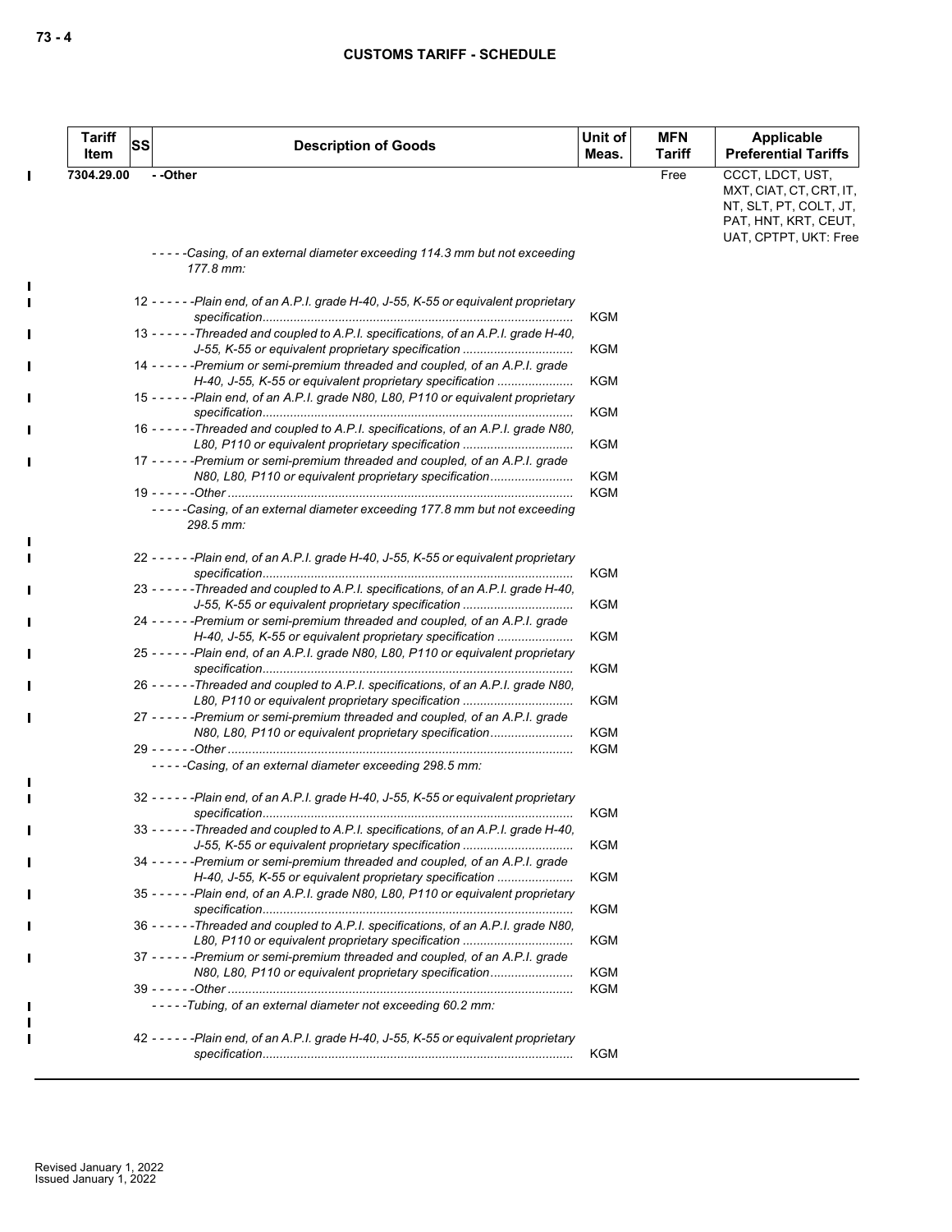| Tariff Item | SS | Description of Goods | Unit of Meas. | MFN Tariff | Applicable Preferential Tariffs |
|---|---|---|---|---|---|
| 7304.29.00 | | - -Other | | Free | CCCT, LDCT, UST, MXT, CIAT, CT, CRT, IT, NT, SLT, PT, COLT, JT, PAT, HNT, KRT, CEUT, UAT, CPTPT, UKT: Free |
| | | - - - - -*Casing, of an external diameter exceeding 114.3 mm but not exceeding 177.8 mm:* | | | |
| | 12 | - - - - - -*Plain end, of an A.P.I. grade H-40, J-55, K-55 or equivalent proprietary specification* | KGM | | |
| | 13 | - - - - - -*Threaded and coupled to A.P.I. specifications, of an A.P.I. grade H-40, J-55, K-55 or equivalent proprietary specification* | KGM | | |
| | 14 | - - - - - -*Premium or semi-premium threaded and coupled, of an A.P.I. grade H-40, J-55, K-55 or equivalent proprietary specification* | KGM | | |
| | 15 | - - - - - -*Plain end, of an A.P.I. grade N80, L80, P110 or equivalent proprietary specification* | KGM | | |
| | 16 | - - - - - -*Threaded and coupled to A.P.I. specifications, of an A.P.I. grade N80, L80, P110 or equivalent proprietary specification* | KGM | | |
| | 17 | - - - - - -*Premium or semi-premium threaded and coupled, of an A.P.I. grade N80, L80, P110 or equivalent proprietary specification* | KGM | | |
| | 19 | - - - - - -*Other* | KGM | | |
| | | - - - - -*Casing, of an external diameter exceeding 177.8 mm but not exceeding 298.5 mm:* | | | |
| | 22 | - - - - - -*Plain end, of an A.P.I. grade H-40, J-55, K-55 or equivalent proprietary specification* | KGM | | |
| | 23 | - - - - - -*Threaded and coupled to A.P.I. specifications, of an A.P.I. grade H-40, J-55, K-55 or equivalent proprietary specification* | KGM | | |
| | 24 | - - - - - -*Premium or semi-premium threaded and coupled, of an A.P.I. grade H-40, J-55, K-55 or equivalent proprietary specification* | KGM | | |
| | 25 | - - - - - -*Plain end, of an A.P.I. grade N80, L80, P110 or equivalent proprietary specification* | KGM | | |
| | 26 | - - - - - -*Threaded and coupled to A.P.I. specifications, of an A.P.I. grade N80, L80, P110 or equivalent proprietary specification* | KGM | | |
| | 27 | - - - - - -*Premium or semi-premium threaded and coupled, of an A.P.I. grade N80, L80, P110 or equivalent proprietary specification* | KGM | | |
| | 29 | - - - - - -*Other* | KGM | | |
| | | - - - - -*Casing, of an external diameter exceeding 298.5 mm:* | | | |
| | 32 | - - - - - -*Plain end, of an A.P.I. grade H-40, J-55, K-55 or equivalent proprietary specification* | KGM | | |
| | 33 | - - - - - -*Threaded and coupled to A.P.I. specifications, of an A.P.I. grade H-40, J-55, K-55 or equivalent proprietary specification* | KGM | | |
| | 34 | - - - - - -*Premium or semi-premium threaded and coupled, of an A.P.I. grade H-40, J-55, K-55 or equivalent proprietary specification* | KGM | | |
| | 35 | - - - - - -*Plain end, of an A.P.I. grade N80, L80, P110 or equivalent proprietary specification* | KGM | | |
| | 36 | - - - - - -*Threaded and coupled to A.P.I. specifications, of an A.P.I. grade N80, L80, P110 or equivalent proprietary specification* | KGM | | |
| | 37 | - - - - - -*Premium or semi-premium threaded and coupled, of an A.P.I. grade N80, L80, P110 or equivalent proprietary specification* | KGM | | |
| | 39 | - - - - - -*Other* | KGM | | |
| | | - - - - -*Tubing, of an external diameter not exceeding 60.2 mm:* | | | |
| | 42 | - - - - - -*Plain end, of an A.P.I. grade H-40, J-55, K-55 or equivalent proprietary specification* | KGM | | |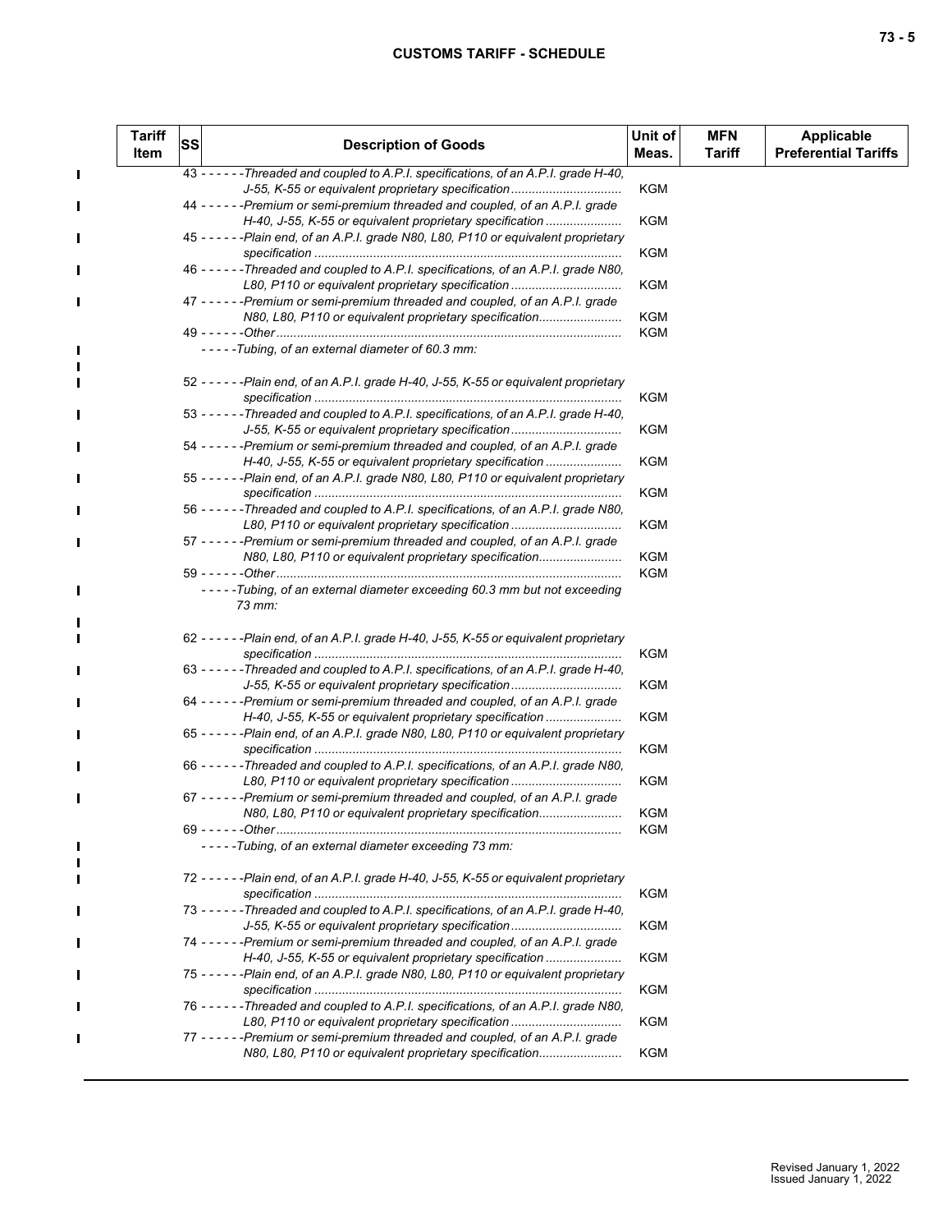| Tariff Item | SS | Description of Goods | Unit of Meas. | MFN Tariff | Applicable Preferential Tariffs |
|---|---|---|---|---|---|
| | | 43 - - - - - -Threaded and coupled to A.P.I. specifications, of an A.P.I. grade H-40, J-55, K-55 or equivalent proprietary specification | KGM | | |
| | | 44 - - - - - -Premium or semi-premium threaded and coupled, of an A.P.I. grade H-40, J-55, K-55 or equivalent proprietary specification | KGM | | |
| | | 45 - - - - - -Plain end, of an A.P.I. grade N80, L80, P110 or equivalent proprietary specification | KGM | | |
| | | 46 - - - - - -Threaded and coupled to A.P.I. specifications, of an A.P.I. grade N80, L80, P110 or equivalent proprietary specification | KGM | | |
| | | 47 - - - - - -Premium or semi-premium threaded and coupled, of an A.P.I. grade N80, L80, P110 or equivalent proprietary specification | KGM | | |
| | | 49 - - - - - -Other | KGM | | |
| | | - - - - -Tubing, of an external diameter of 60.3 mm: | | | |
| | | 52 - - - - - -Plain end, of an A.P.I. grade H-40, J-55, K-55 or equivalent proprietary specification | KGM | | |
| | | 53 - - - - - -Threaded and coupled to A.P.I. specifications, of an A.P.I. grade H-40, J-55, K-55 or equivalent proprietary specification | KGM | | |
| | | 54 - - - - - -Premium or semi-premium threaded and coupled, of an A.P.I. grade H-40, J-55, K-55 or equivalent proprietary specification | KGM | | |
| | | 55 - - - - - -Plain end, of an A.P.I. grade N80, L80, P110 or equivalent proprietary specification | KGM | | |
| | | 56 - - - - - -Threaded and coupled to A.P.I. specifications, of an A.P.I. grade N80, L80, P110 or equivalent proprietary specification | KGM | | |
| | | 57 - - - - - -Premium or semi-premium threaded and coupled, of an A.P.I. grade N80, L80, P110 or equivalent proprietary specification | KGM | | |
| | | 59 - - - - - -Other | KGM | | |
| | | - - - - -Tubing, of an external diameter exceeding 60.3 mm but not exceeding 73 mm: | | | |
| | | 62 - - - - - -Plain end, of an A.P.I. grade H-40, J-55, K-55 or equivalent proprietary specification | KGM | | |
| | | 63 - - - - - -Threaded and coupled to A.P.I. specifications, of an A.P.I. grade H-40, J-55, K-55 or equivalent proprietary specification | KGM | | |
| | | 64 - - - - - -Premium or semi-premium threaded and coupled, of an A.P.I. grade H-40, J-55, K-55 or equivalent proprietary specification | KGM | | |
| | | 65 - - - - - -Plain end, of an A.P.I. grade N80, L80, P110 or equivalent proprietary specification | KGM | | |
| | | 66 - - - - - -Threaded and coupled to A.P.I. specifications, of an A.P.I. grade N80, L80, P110 or equivalent proprietary specification | KGM | | |
| | | 67 - - - - - -Premium or semi-premium threaded and coupled, of an A.P.I. grade N80, L80, P110 or equivalent proprietary specification | KGM | | |
| | | 69 - - - - - -Other | KGM | | |
| | | - - - - -Tubing, of an external diameter exceeding 73 mm: | | | |
| | | 72 - - - - - -Plain end, of an A.P.I. grade H-40, J-55, K-55 or equivalent proprietary specification | KGM | | |
| | | 73 - - - - - -Threaded and coupled to A.P.I. specifications, of an A.P.I. grade H-40, J-55, K-55 or equivalent proprietary specification | KGM | | |
| | | 74 - - - - - -Premium or semi-premium threaded and coupled, of an A.P.I. grade H-40, J-55, K-55 or equivalent proprietary specification | KGM | | |
| | | 75 - - - - - -Plain end, of an A.P.I. grade N80, L80, P110 or equivalent proprietary specification | KGM | | |
| | | 76 - - - - - -Threaded and coupled to A.P.I. specifications, of an A.P.I. grade N80, L80, P110 or equivalent proprietary specification | KGM | | |
| | | 77 - - - - - -Premium or semi-premium threaded and coupled, of an A.P.I. grade N80, L80, P110 or equivalent proprietary specification | KGM | | |

Revised January 1, 2022
Issued January 1, 2022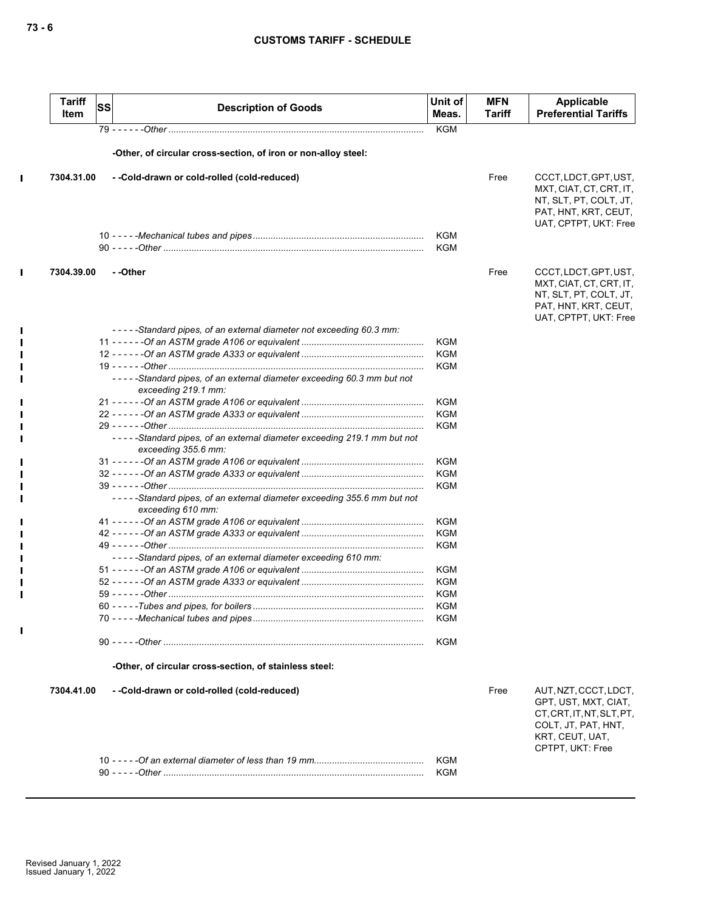| Tariff Item | SS | Description of Goods | Unit of Meas. | MFN Tariff | Applicable Preferential Tariffs |
|---|---|---|---|---|---|
| | | 79 - - - - - -*Other* | KGM | | |
| | | **-Other, of circular cross-section, of iron or non-alloy steel:** | | | |
| 7304.31.00 | | **- -Cold-drawn or cold-rolled (cold-reduced)** | | Free | CCCT, LDCT, GPT, UST, MXT, CIAT, CT, CRT, IT, NT, SLT, PT, COLT, JT, PAT, HNT, KRT, CEUT, UAT, CPTPT, UKT: Free |
| | | 10 - - - - -*Mechanical tubes and pipes* | KGM | | |
| | | 90 - - - - -*Other* | KGM | | |
| 7304.39.00 | | **- -Other** | | Free | CCCT, LDCT, GPT, UST, MXT, CIAT, CT, CRT, IT, NT, SLT, PT, COLT, JT, PAT, HNT, KRT, CEUT, UAT, CPTPT, UKT: Free |
| | | - - - - -*Standard pipes, of an external diameter not exceeding 60.3 mm:* | | | |
| | | 11 - - - - - -*Of an ASTM grade A106 or equivalent* | KGM | | |
| | | 12 - - - - - -*Of an ASTM grade A333 or equivalent* | KGM | | |
| | | 19 - - - - - -*Other* | KGM | | |
| | | - - - - -*Standard pipes, of an external diameter exceeding 60.3 mm but not exceeding 219.1 mm:* | | | |
| | | 21 - - - - - -*Of an ASTM grade A106 or equivalent* | KGM | | |
| | | 22 - - - - - -*Of an ASTM grade A333 or equivalent* | KGM | | |
| | | 29 - - - - - -*Other* | KGM | | |
| | | - - - - -*Standard pipes, of an external diameter exceeding 219.1 mm but not exceeding 355.6 mm:* | | | |
| | | 31 - - - - - -*Of an ASTM grade A106 or equivalent* | KGM | | |
| | | 32 - - - - - -*Of an ASTM grade A333 or equivalent* | KGM | | |
| | | 39 - - - - - -*Other* | KGM | | |
| | | - - - - -*Standard pipes, of an external diameter exceeding 355.6 mm but not exceeding 610 mm:* | | | |
| | | 41 - - - - - -*Of an ASTM grade A106 or equivalent* | KGM | | |
| | | 42 - - - - - -*Of an ASTM grade A333 or equivalent* | KGM | | |
| | | 49 - - - - - -*Other* | KGM | | |
| | | - - - - -*Standard pipes, of an external diameter exceeding 610 mm:* | | | |
| | | 51 - - - - - -*Of an ASTM grade A106 or equivalent* | KGM | | |
| | | 52 - - - - - -*Of an ASTM grade A333 or equivalent* | KGM | | |
| | | 59 - - - - - -*Other* | KGM | | |
| | | 60 - - - - -*Tubes and pipes, for boilers* | KGM | | |
| | | 70 - - - - -*Mechanical tubes and pipes* | KGM | | |
| | | 90 - - - - -*Other* | KGM | | |
| | | **-Other, of circular cross-section, of stainless steel:** | | | |
| 7304.41.00 | | **- -Cold-drawn or cold-rolled (cold-reduced)** | | Free | AUT, NZT, CCCT, LDCT, GPT, UST, MXT, CIAT, CT, CRT, IT, NT, SLT, PT, COLT, JT, PAT, HNT, KRT, CEUT, UAT, CPTPT, UKT: Free |
| | | 10 - - - - -*Of an external diameter of less than 19 mm* | KGM | | |
| | | 90 - - - - -*Other* | KGM | | |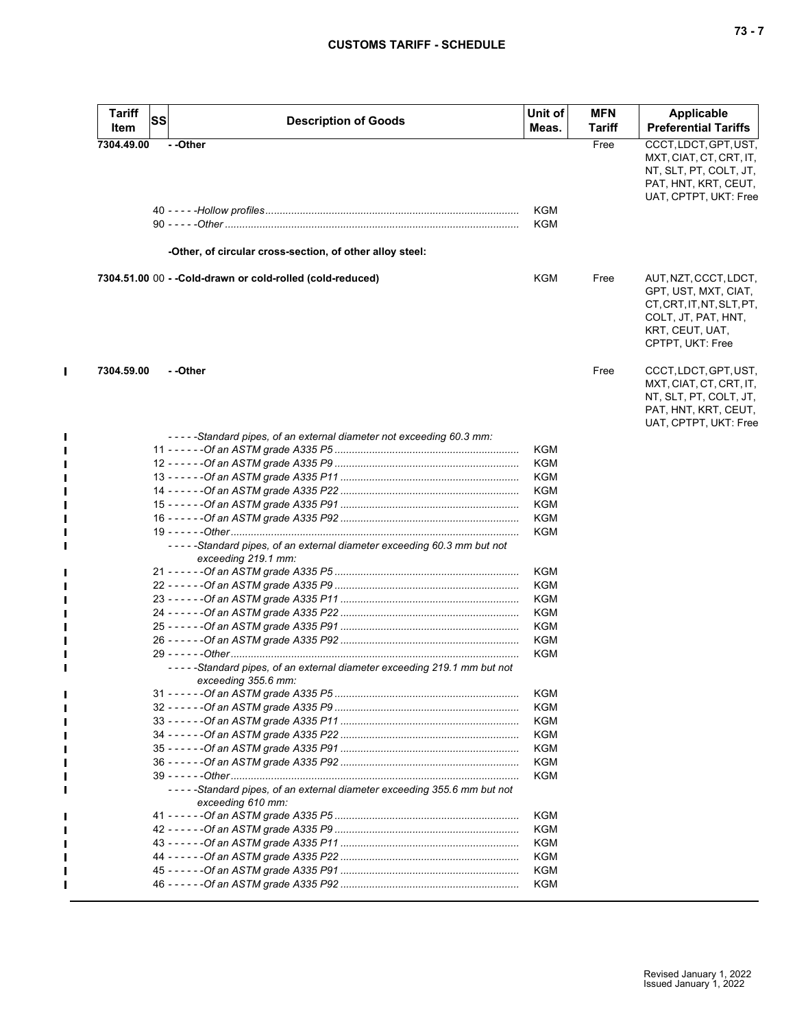| Tariff Item | SS | Description of Goods | Unit of Meas. | MFN Tariff | Applicable Preferential Tariffs |
|---|---|---|---|---|---|
| 7304.49.00 | | - -Other | | Free | CCCT, LDCT, GPT, UST, MXT, CIAT, CT, CRT, IT, NT, SLT, PT, COLT, JT, PAT, HNT, KRT, CEUT, UAT, CPTPT, UKT: Free |
| | | 40 - - - - -*Hollow profiles* | KGM | | |
| | | 90 - - - - -*Other* | KGM | | |
| | | **-Other, of circular cross-section, of other alloy steel:** | | | |
| 7304.51.00 | 00 | **- -Cold-drawn or cold-rolled (cold-reduced)** | KGM | Free | AUT, NZT, CCCT, LDCT, GPT, UST, MXT, CIAT, CT, CRT, IT, NT, SLT, PT, COLT, JT, PAT, HNT, KRT, CEUT, UAT, CPTPT, UKT: Free |
| 7304.59.00 | | - -Other | | Free | CCCT, LDCT, GPT, UST, MXT, CIAT, CT, CRT, IT, NT, SLT, PT, COLT, JT, PAT, HNT, KRT, CEUT, UAT, CPTPT, UKT: Free |
| | | - - - - -*Standard pipes, of an external diameter not exceeding 60.3 mm:* | | | |
| | | 11 - - - - - -*Of an ASTM grade A335 P5* | KGM | | |
| | | 12 - - - - - -*Of an ASTM grade A335 P9* | KGM | | |
| | | 13 - - - - - -*Of an ASTM grade A335 P11* | KGM | | |
| | | 14 - - - - - -*Of an ASTM grade A335 P22* | KGM | | |
| | | 15 - - - - - -*Of an ASTM grade A335 P91* | KGM | | |
| | | 16 - - - - - -*Of an ASTM grade A335 P92* | KGM | | |
| | | 19 - - - - - -*Other* | KGM | | |
| | | - - - - -*Standard pipes, of an external diameter exceeding 60.3 mm but not exceeding 219.1 mm:* | | | |
| | | 21 - - - - - -*Of an ASTM grade A335 P5* | KGM | | |
| | | 22 - - - - - -*Of an ASTM grade A335 P9* | KGM | | |
| | | 23 - - - - - -*Of an ASTM grade A335 P11* | KGM | | |
| | | 24 - - - - - -*Of an ASTM grade A335 P22* | KGM | | |
| | | 25 - - - - - -*Of an ASTM grade A335 P91* | KGM | | |
| | | 26 - - - - - -*Of an ASTM grade A335 P92* | KGM | | |
| | | 29 - - - - - -*Other* | KGM | | |
| | | - - - - -*Standard pipes, of an external diameter exceeding 219.1 mm but not exceeding 355.6 mm:* | | | |
| | | 31 - - - - - -*Of an ASTM grade A335 P5* | KGM | | |
| | | 32 - - - - - -*Of an ASTM grade A335 P9* | KGM | | |
| | | 33 - - - - - -*Of an ASTM grade A335 P11* | KGM | | |
| | | 34 - - - - - -*Of an ASTM grade A335 P22* | KGM | | |
| | | 35 - - - - - -*Of an ASTM grade A335 P91* | KGM | | |
| | | 36 - - - - - -*Of an ASTM grade A335 P92* | KGM | | |
| | | 39 - - - - - -*Other* | KGM | | |
| | | - - - - -*Standard pipes, of an external diameter exceeding 355.6 mm but not exceeding 610 mm:* | | | |
| | | 41 - - - - - -*Of an ASTM grade A335 P5* | KGM | | |
| | | 42 - - - - - -*Of an ASTM grade A335 P9* | KGM | | |
| | | 43 - - - - - -*Of an ASTM grade A335 P11* | KGM | | |
| | | 44 - - - - - -*Of an ASTM grade A335 P22* | KGM | | |
| | | 45 - - - - - -*Of an ASTM grade A335 P91* | KGM | | |
| | | 46 - - - - - -*Of an ASTM grade A335 P92* | KGM | | |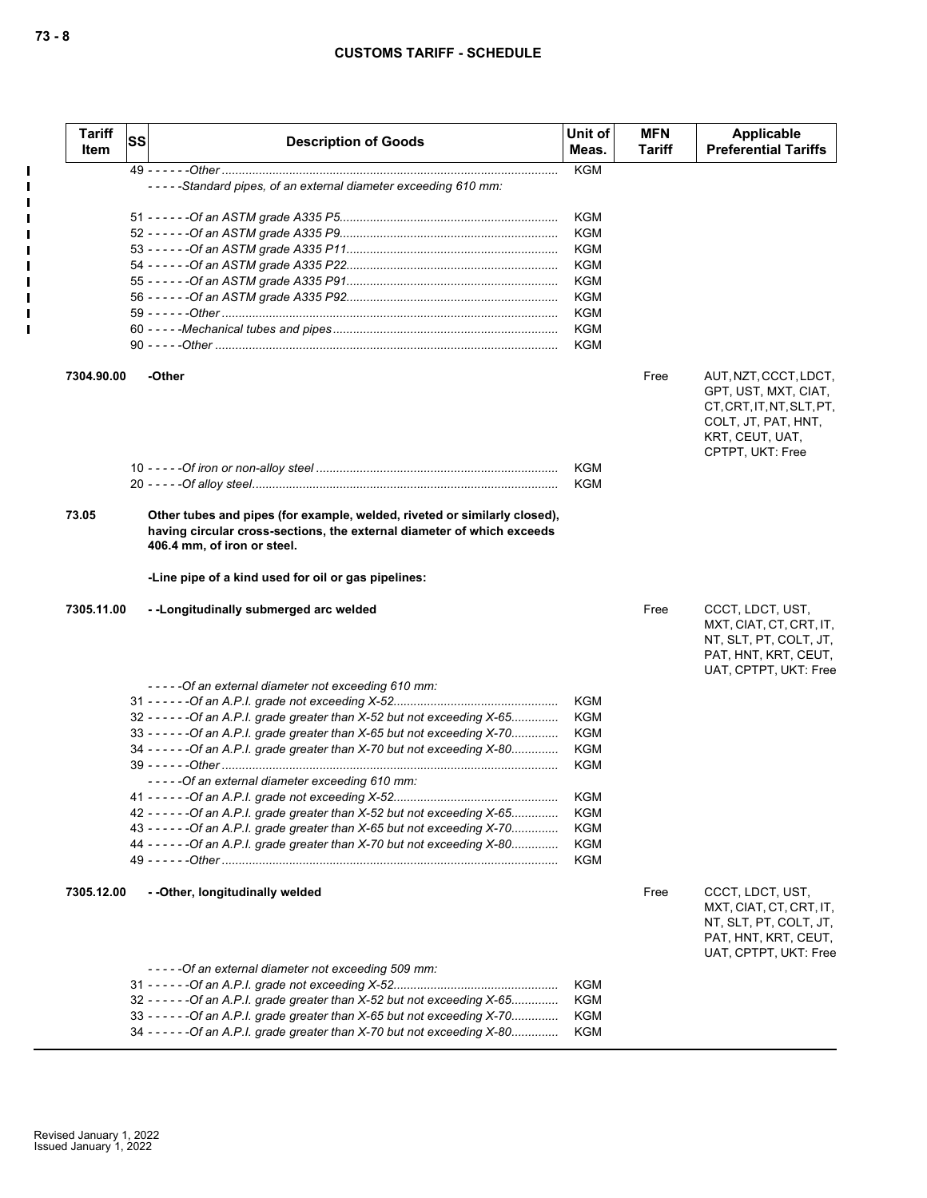| Tariff Item | SS | Description of Goods | Unit of Meas. | MFN Tariff | Applicable Preferential Tariffs |
|---|---|---|---|---|---|
| | | 49 - - - - - -*Other* | KGM | | |
| | | - - - - -*Standard pipes, of an external diameter exceeding 610 mm:* | | | |
| | | 51 - - - - - -*Of an ASTM grade A335 P5* | KGM | | |
| | | 52 - - - - - -*Of an ASTM grade A335 P9* | KGM | | |
| | | 53 - - - - - -*Of an ASTM grade A335 P11* | KGM | | |
| | | 54 - - - - - -*Of an ASTM grade A335 P22* | KGM | | |
| | | 55 - - - - - -*Of an ASTM grade A335 P91* | KGM | | |
| | | 56 - - - - - -*Of an ASTM grade A335 P92* | KGM | | |
| | | 59 - - - - - -*Other* | KGM | | |
| | | 60 - - - - -*Mechanical tubes and pipes* | KGM | | |
| | | 90 - - - - -*Other* | KGM | | |
| 7304.90.00 | | **-Other** | | Free | AUT, NZT, CCCT, LDCT, GPT, UST, MXT, CIAT, CT, CRT, IT, NT, SLT, PT, COLT, JT, PAT, HNT, KRT, CEUT, UAT, CPTPT, UKT: Free |
| | | 10 - - - - -*Of iron or non-alloy steel* | KGM | | |
| | | 20 - - - - -*Of alloy steel* | KGM | | |
| 73.05 | | **Other tubes and pipes (for example, welded, riveted or similarly closed), having circular cross-sections, the external diameter of which exceeds 406.4 mm, of iron or steel.** | | | |
| | | **-Line pipe of a kind used for oil or gas pipelines:** | | | |
| 7305.11.00 | | **- -Longitudinally submerged arc welded** | | Free | CCCT, LDCT, UST, MXT, CIAT, CT, CRT, IT, NT, SLT, PT, COLT, JT, PAT, HNT, KRT, CEUT, UAT, CPTPT, UKT: Free |
| | | - - - - -*Of an external diameter not exceeding 610 mm:* | | | |
| | | 31 - - - - - -*Of an A.P.I. grade not exceeding X-52* | KGM | | |
| | | 32 - - - - - -*Of an A.P.I. grade greater than X-52 but not exceeding X-65* | KGM | | |
| | | 33 - - - - - -*Of an A.P.I. grade greater than X-65 but not exceeding X-70* | KGM | | |
| | | 34 - - - - - -*Of an A.P.I. grade greater than X-70 but not exceeding X-80* | KGM | | |
| | | 39 - - - - - -*Other* | KGM | | |
| | | - - - - -*Of an external diameter exceeding 610 mm:* | | | |
| | | 41 - - - - - -*Of an A.P.I. grade not exceeding X-52* | KGM | | |
| | | 42 - - - - - -*Of an A.P.I. grade greater than X-52 but not exceeding X-65* | KGM | | |
| | | 43 - - - - - -*Of an A.P.I. grade greater than X-65 but not exceeding X-70* | KGM | | |
| | | 44 - - - - - -*Of an A.P.I. grade greater than X-70 but not exceeding X-80* | KGM | | |
| | | 49 - - - - - -*Other* | KGM | | |
| 7305.12.00 | | **- -Other, longitudinally welded** | | Free | CCCT, LDCT, UST, MXT, CIAT, CT, CRT, IT, NT, SLT, PT, COLT, JT, PAT, HNT, KRT, CEUT, UAT, CPTPT, UKT: Free |
| | | - - - - -*Of an external diameter not exceeding 509 mm:* | | | |
| | | 31 - - - - - -*Of an A.P.I. grade not exceeding X-52* | KGM | | |
| | | 32 - - - - - -*Of an A.P.I. grade greater than X-52 but not exceeding X-65* | KGM | | |
| | | 33 - - - - - -*Of an A.P.I. grade greater than X-65 but not exceeding X-70* | KGM | | |
| | | 34 - - - - - -*Of an A.P.I. grade greater than X-70 but not exceeding X-80* | KGM | | |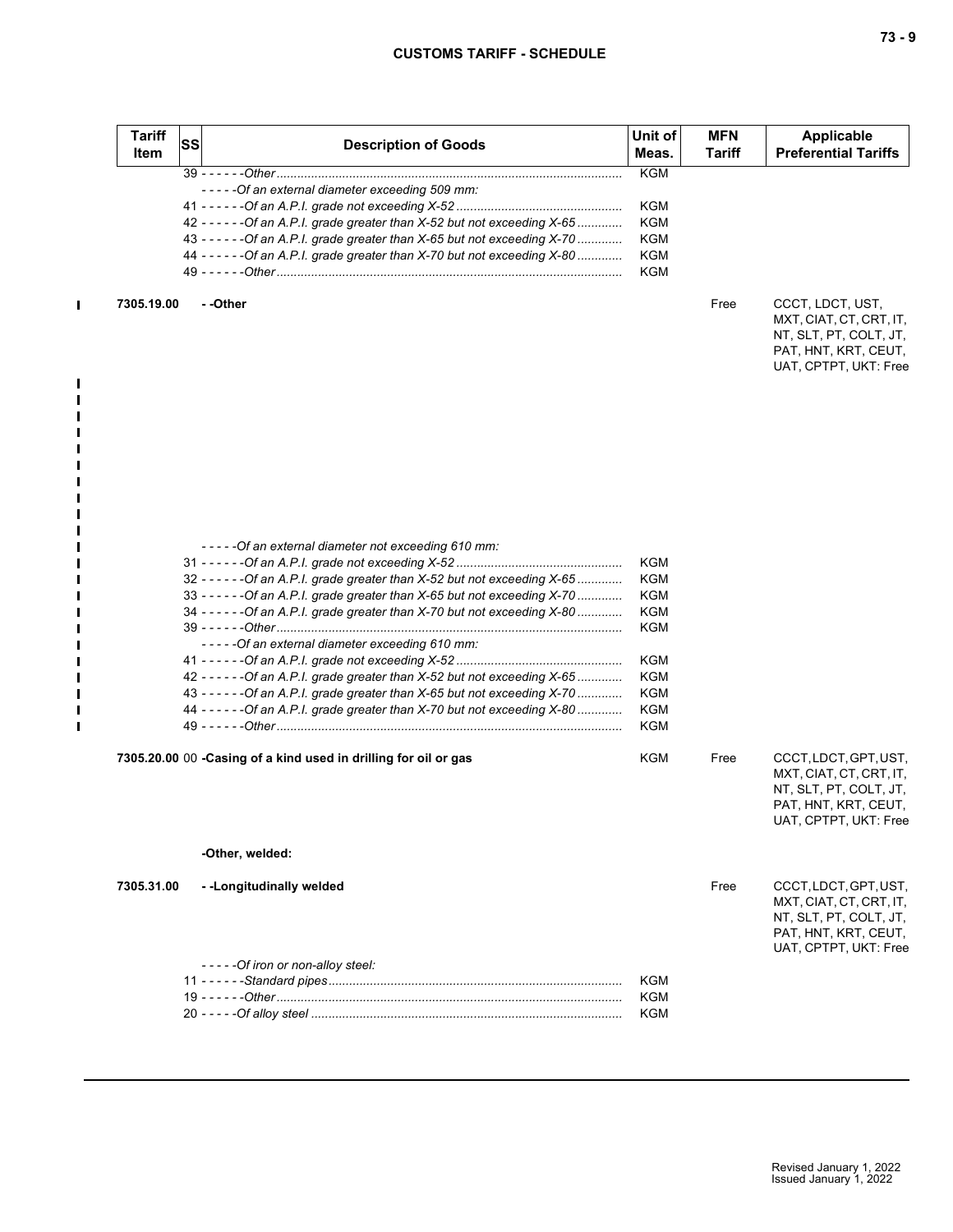| Tariff Item | SS | Description of Goods | Unit of Meas. | MFN Tariff | Applicable Preferential Tariffs |
|---|---|---|---|---|---|
| | | 39 - - - - - -*Other* | KGM | | |
| | | - - - - -*Of an external diameter exceeding 509 mm:* | | | |
| | | 41 - - - - - -*Of an A.P.I. grade not exceeding X-52* | KGM | | |
| | | 42 - - - - - -*Of an A.P.I. grade greater than X-52 but not exceeding X-65* | KGM | | |
| | | 43 - - - - - -*Of an A.P.I. grade greater than X-65 but not exceeding X-70* | KGM | | |
| | | 44 - - - - - -*Of an A.P.I. grade greater than X-70 but not exceeding X-80* | KGM | | |
| | | 49 - - - - - -*Other* | KGM | | |
| 7305.19.00 | | **- -Other** | | Free | CCCT, LDCT, UST, MXT, CIAT, CT, CRT, IT, NT, SLT, PT, COLT, JT, PAT, HNT, KRT, CEUT, UAT, CPTPT, UKT: Free |
| | | - - - - -*Of an external diameter not exceeding 610 mm:* | | | |
| | | 31 - - - - - -*Of an A.P.I. grade not exceeding X-52* | KGM | | |
| | | 32 - - - - - -*Of an A.P.I. grade greater than X-52 but not exceeding X-65* | KGM | | |
| | | 33 - - - - - -*Of an A.P.I. grade greater than X-65 but not exceeding X-70* | KGM | | |
| | | 34 - - - - - -*Of an A.P.I. grade greater than X-70 but not exceeding X-80* | KGM | | |
| | | 39 - - - - - -*Other* | KGM | | |
| | | - - - - -*Of an external diameter exceeding 610 mm:* | | | |
| | | 41 - - - - - -*Of an A.P.I. grade not exceeding X-52* | KGM | | |
| | | 42 - - - - - -*Of an A.P.I. grade greater than X-52 but not exceeding X-65* | KGM | | |
| | | 43 - - - - - -*Of an A.P.I. grade greater than X-65 but not exceeding X-70* | KGM | | |
| | | 44 - - - - - -*Of an A.P.I. grade greater than X-70 but not exceeding X-80* | KGM | | |
| | | 49 - - - - - -*Other* | KGM | | |
| 7305.20.00 | 00 | **-Casing of a kind used in drilling for oil or gas** | KGM | Free | CCCT, LDCT, GPT, UST, MXT, CIAT, CT, CRT, IT, NT, SLT, PT, COLT, JT, PAT, HNT, KRT, CEUT, UAT, CPTPT, UKT: Free |
| | | **-Other, welded:** | | | |
| 7305.31.00 | | **- -Longitudinally welded** | | Free | CCCT, LDCT, GPT, UST, MXT, CIAT, CT, CRT, IT, NT, SLT, PT, COLT, JT, PAT, HNT, KRT, CEUT, UAT, CPTPT, UKT: Free |
| | | - - - - -*Of iron or non-alloy steel:* | | | |
| | | 11 - - - - - -*Standard pipes* | KGM | | |
| | | 19 - - - - - -*Other* | KGM | | |
| | | 20 - - - - -*Of alloy steel* | KGM | | |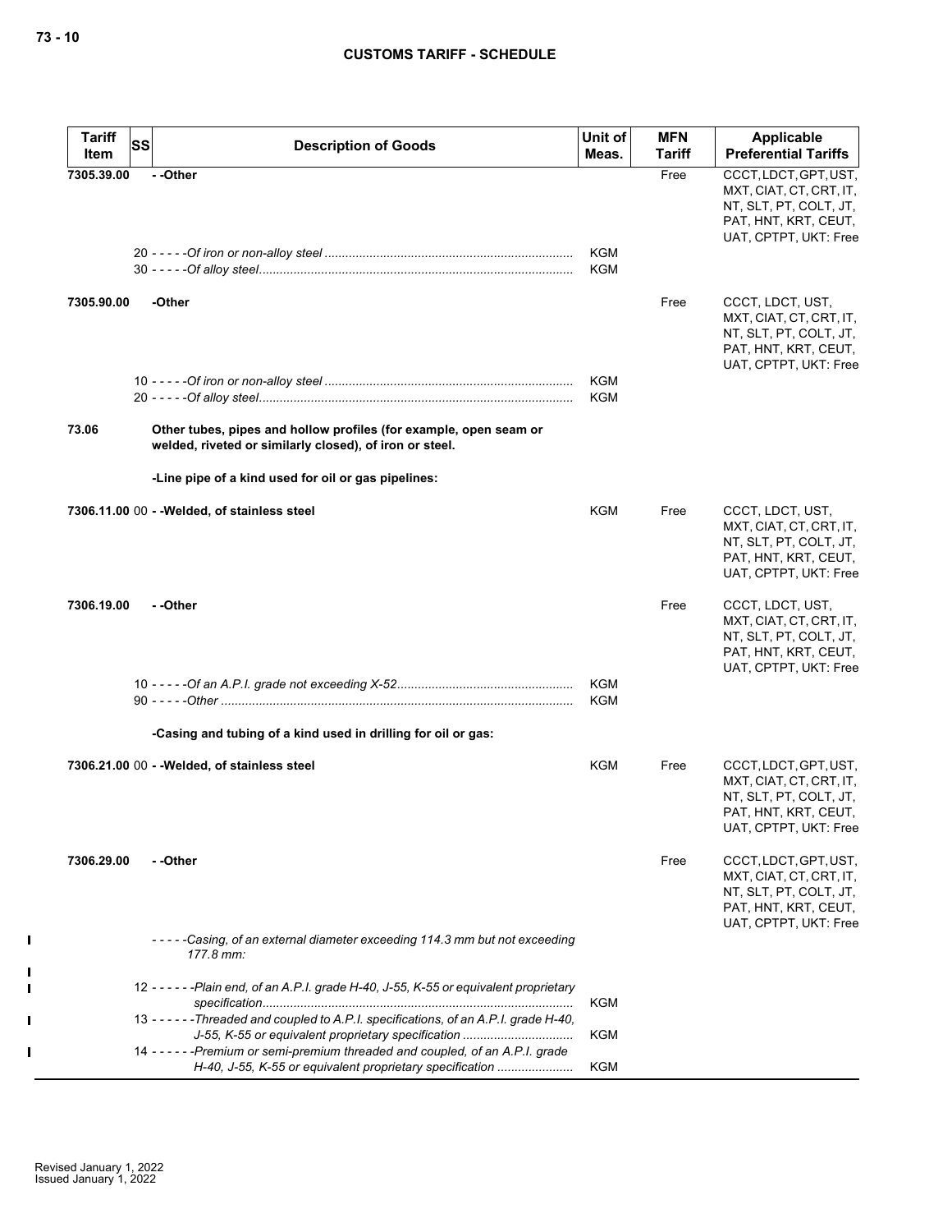| Tariff Item | SS | Description of Goods | Unit of Meas. | MFN Tariff | Applicable Preferential Tariffs |
|---|---|---|---|---|---|
| 7305.39.00 | | - -Other | | Free | CCCT, LDCT, GPT, UST, MXT, CIAT, CT, CRT, IT, NT, SLT, PT, COLT, JT, PAT, HNT, KRT, CEUT, UAT, CPTPT, UKT: Free |
| | 20 | - - - - -Of iron or non-alloy steel | KGM | | |
| | 30 | - - - - -Of alloy steel | KGM | | |
| 7305.90.00 | | -Other | | Free | CCCT, LDCT, UST, MXT, CIAT, CT, CRT, IT, NT, SLT, PT, COLT, JT, PAT, HNT, KRT, CEUT, UAT, CPTPT, UKT: Free |
| | 10 | - - - - -Of iron or non-alloy steel | KGM | | |
| | 20 | - - - - -Of alloy steel | KGM | | |
| 73.06 | | **Other tubes, pipes and hollow profiles (for example, open seam or welded, riveted or similarly closed), of iron or steel.** | | | |
| | | -Line pipe of a kind used for oil or gas pipelines: | | | |
| 7306.11.00 | 00 | - -Welded, of stainless steel | KGM | Free | CCCT, LDCT, UST, MXT, CIAT, CT, CRT, IT, NT, SLT, PT, COLT, JT, PAT, HNT, KRT, CEUT, UAT, CPTPT, UKT: Free |
| 7306.19.00 | | - -Other | | Free | CCCT, LDCT, UST, MXT, CIAT, CT, CRT, IT, NT, SLT, PT, COLT, JT, PAT, HNT, KRT, CEUT, UAT, CPTPT, UKT: Free |
| | 10 | - - - - -Of an A.P.I. grade not exceeding X-52 | KGM | | |
| | 90 | - - - - -Other | KGM | | |
| | | -Casing and tubing of a kind used in drilling for oil or gas: | | | |
| 7306.21.00 | 00 | - -Welded, of stainless steel | KGM | Free | CCCT, LDCT, GPT, UST, MXT, CIAT, CT, CRT, IT, NT, SLT, PT, COLT, JT, PAT, HNT, KRT, CEUT, UAT, CPTPT, UKT: Free |
| 7306.29.00 | | - -Other | | Free | CCCT, LDCT, GPT, UST, MXT, CIAT, CT, CRT, IT, NT, SLT, PT, COLT, JT, PAT, HNT, KRT, CEUT, UAT, CPTPT, UKT: Free |
| | | - - - - -Casing, of an external diameter exceeding 114.3 mm but not exceeding 177.8 mm: | | | |
| | 12 | - - - - - -Plain end, of an A.P.I. grade H-40, J-55, K-55 or equivalent proprietary specification | KGM | | |
| | 13 | - - - - - -Threaded and coupled to A.P.I. specifications, of an A.P.I. grade H-40, J-55, K-55 or equivalent proprietary specification | KGM | | |
| | 14 | - - - - - -Premium or semi-premium threaded and coupled, of an A.P.I. grade H-40, J-55, K-55 or equivalent proprietary specification | KGM | | |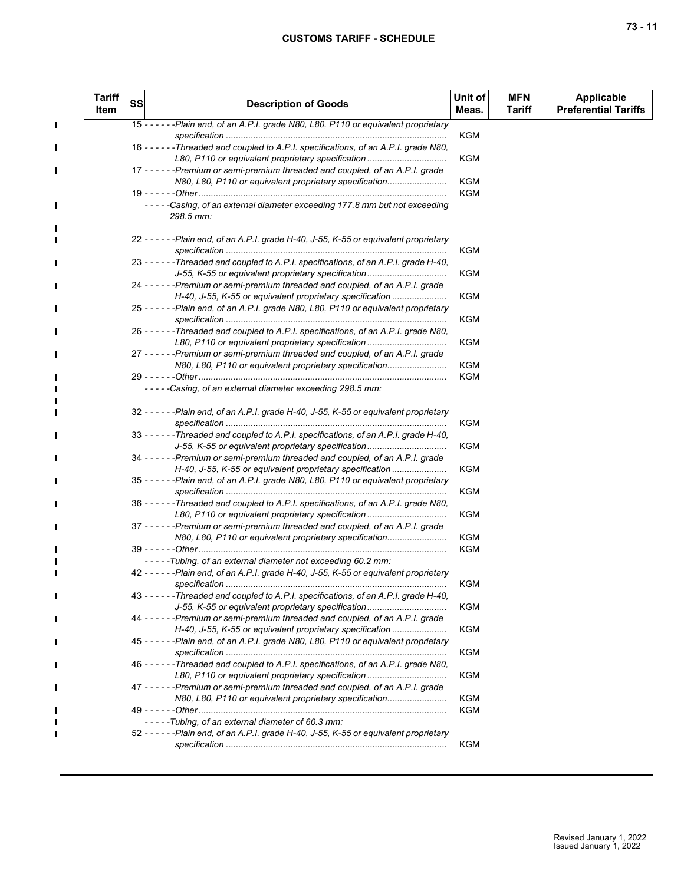| Tariff Item | SS | Description of Goods | Unit of Meas. | MFN Tariff | Applicable Preferential Tariffs |
|---|---|---|---|---|---|
| | 15 | - - - - - -Plain end, of an A.P.I. grade N80, L80, P110 or equivalent proprietary specification | KGM | | |
| | 16 | - - - - - -Threaded and coupled to A.P.I. specifications, of an A.P.I. grade N80, L80, P110 or equivalent proprietary specification | KGM | | |
| | 17 | - - - - - -Premium or semi-premium threaded and coupled, of an A.P.I. grade N80, L80, P110 or equivalent proprietary specification | KGM | | |
| | 19 | - - - - - -Other | KGM | | |
| | | - - - - -Casing, of an external diameter exceeding 177.8 mm but not exceeding 298.5 mm: | | | |
| | 22 | - - - - - -Plain end, of an A.P.I. grade H-40, J-55, K-55 or equivalent proprietary specification | KGM | | |
| | 23 | - - - - - -Threaded and coupled to A.P.I. specifications, of an A.P.I. grade H-40, J-55, K-55 or equivalent proprietary specification | KGM | | |
| | 24 | - - - - - -Premium or semi-premium threaded and coupled, of an A.P.I. grade H-40, J-55, K-55 or equivalent proprietary specification | KGM | | |
| | 25 | - - - - - -Plain end, of an A.P.I. grade N80, L80, P110 or equivalent proprietary specification | KGM | | |
| | 26 | - - - - - -Threaded and coupled to A.P.I. specifications, of an A.P.I. grade N80, L80, P110 or equivalent proprietary specification | KGM | | |
| | 27 | - - - - - -Premium or semi-premium threaded and coupled, of an A.P.I. grade N80, L80, P110 or equivalent proprietary specification | KGM | | |
| | 29 | - - - - - -Other | KGM | | |
| | | - - - - -Casing, of an external diameter exceeding 298.5 mm: | | | |
| | 32 | - - - - - -Plain end, of an A.P.I. grade H-40, J-55, K-55 or equivalent proprietary specification | KGM | | |
| | 33 | - - - - - -Threaded and coupled to A.P.I. specifications, of an A.P.I. grade H-40, J-55, K-55 or equivalent proprietary specification | KGM | | |
| | 34 | - - - - - -Premium or semi-premium threaded and coupled, of an A.P.I. grade H-40, J-55, K-55 or equivalent proprietary specification | KGM | | |
| | 35 | - - - - - -Plain end, of an A.P.I. grade N80, L80, P110 or equivalent proprietary specification | KGM | | |
| | 36 | - - - - - -Threaded and coupled to A.P.I. specifications, of an A.P.I. grade N80, L80, P110 or equivalent proprietary specification | KGM | | |
| | 37 | - - - - - -Premium or semi-premium threaded and coupled, of an A.P.I. grade N80, L80, P110 or equivalent proprietary specification | KGM | | |
| | 39 | - - - - - -Other | KGM | | |
| | | - - - - -Tubing, of an external diameter not exceeding 60.2 mm: | | | |
| | 42 | - - - - - -Plain end, of an A.P.I. grade H-40, J-55, K-55 or equivalent proprietary specification | KGM | | |
| | 43 | - - - - - -Threaded and coupled to A.P.I. specifications, of an A.P.I. grade H-40, J-55, K-55 or equivalent proprietary specification | KGM | | |
| | 44 | - - - - - -Premium or semi-premium threaded and coupled, of an A.P.I. grade H-40, J-55, K-55 or equivalent proprietary specification | KGM | | |
| | 45 | - - - - - -Plain end, of an A.P.I. grade N80, L80, P110 or equivalent proprietary specification | KGM | | |
| | 46 | - - - - - -Threaded and coupled to A.P.I. specifications, of an A.P.I. grade N80, L80, P110 or equivalent proprietary specification | KGM | | |
| | 47 | - - - - - -Premium or semi-premium threaded and coupled, of an A.P.I. grade N80, L80, P110 or equivalent proprietary specification | KGM | | |
| | 49 | - - - - - -Other | KGM | | |
| | | - - - - -Tubing, of an external diameter of 60.3 mm: | | | |
| | 52 | - - - - - -Plain end, of an A.P.I. grade H-40, J-55, K-55 or equivalent proprietary specification | KGM | | |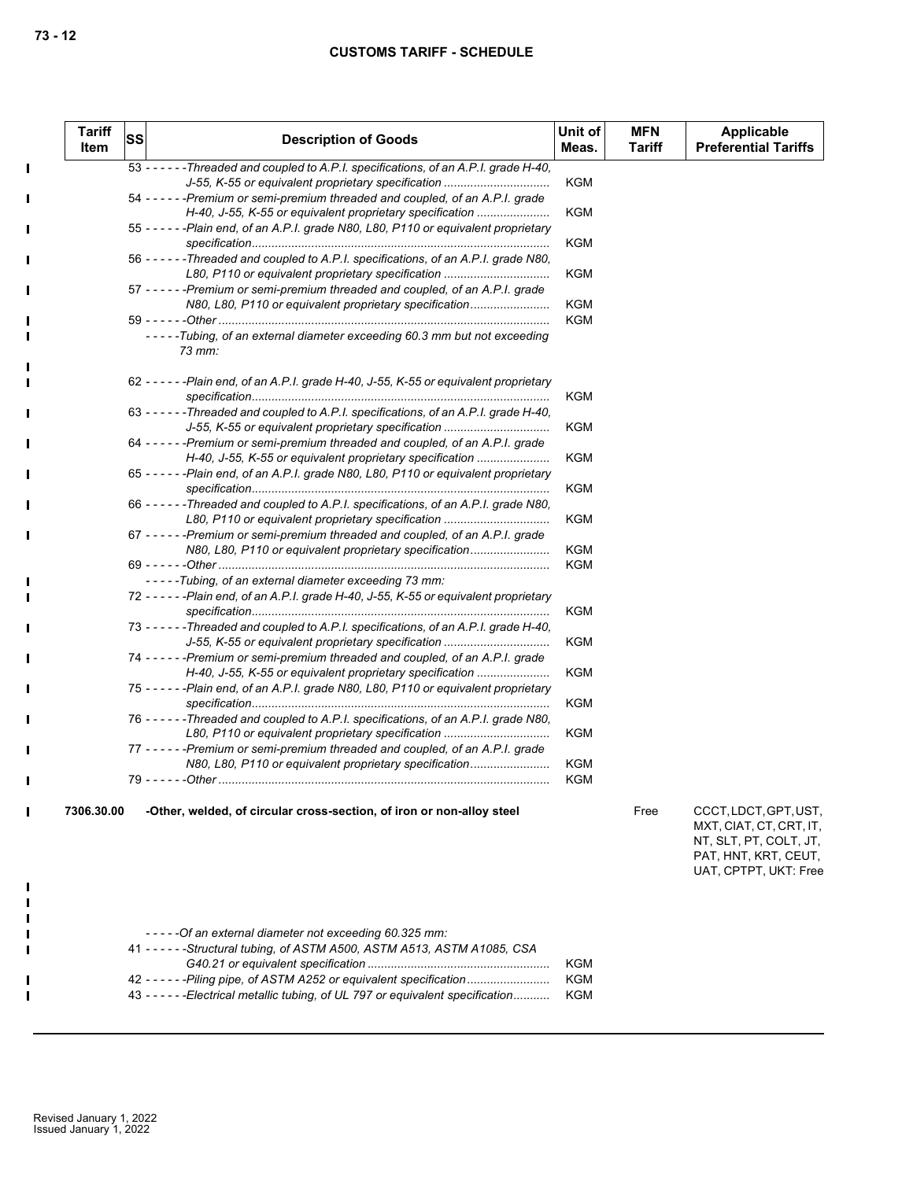| Tariff Item | SS | Description of Goods | Unit of Meas. | MFN Tariff | Applicable Preferential Tariffs |
|---|---|---|---|---|---|
| | 53 | ------Threaded and coupled to A.P.I. specifications, of an A.P.I. grade H-40, J-55, K-55 or equivalent proprietary specification | KGM | | |
| | 54 | ------Premium or semi-premium threaded and coupled, of an A.P.I. grade H-40, J-55, K-55 or equivalent proprietary specification | KGM | | |
| | 55 | ------Plain end, of an A.P.I. grade N80, L80, P110 or equivalent proprietary specification | KGM | | |
| | 56 | ------Threaded and coupled to A.P.I. specifications, of an A.P.I. grade N80, L80, P110 or equivalent proprietary specification | KGM | | |
| | 57 | ------Premium or semi-premium threaded and coupled, of an A.P.I. grade N80, L80, P110 or equivalent proprietary specification | KGM | | |
| | 59 | ------Other | KGM | | |
| | | -----Tubing, of an external diameter exceeding 60.3 mm but not exceeding 73 mm: | | | |
| | 62 | ------Plain end, of an A.P.I. grade H-40, J-55, K-55 or equivalent proprietary specification | KGM | | |
| | 63 | ------Threaded and coupled to A.P.I. specifications, of an A.P.I. grade H-40, J-55, K-55 or equivalent proprietary specification | KGM | | |
| | 64 | ------Premium or semi-premium threaded and coupled, of an A.P.I. grade H-40, J-55, K-55 or equivalent proprietary specification | KGM | | |
| | 65 | ------Plain end, of an A.P.I. grade N80, L80, P110 or equivalent proprietary specification | KGM | | |
| | 66 | ------Threaded and coupled to A.P.I. specifications, of an A.P.I. grade N80, L80, P110 or equivalent proprietary specification | KGM | | |
| | 67 | ------Premium or semi-premium threaded and coupled, of an A.P.I. grade N80, L80, P110 or equivalent proprietary specification | KGM | | |
| | 69 | ------Other | KGM | | |
| | | -----Tubing, of an external diameter exceeding 73 mm: | | | |
| | 72 | ------Plain end, of an A.P.I. grade H-40, J-55, K-55 or equivalent proprietary specification | KGM | | |
| | 73 | ------Threaded and coupled to A.P.I. specifications, of an A.P.I. grade H-40, J-55, K-55 or equivalent proprietary specification | KGM | | |
| | 74 | ------Premium or semi-premium threaded and coupled, of an A.P.I. grade H-40, J-55, K-55 or equivalent proprietary specification | KGM | | |
| | 75 | ------Plain end, of an A.P.I. grade N80, L80, P110 or equivalent proprietary specification | KGM | | |
| | 76 | ------Threaded and coupled to A.P.I. specifications, of an A.P.I. grade N80, L80, P110 or equivalent proprietary specification | KGM | | |
| | 77 | ------Premium or semi-premium threaded and coupled, of an A.P.I. grade N80, L80, P110 or equivalent proprietary specification | KGM | | |
| | 79 | ------Other | KGM | | |
| 7306.30.00 | | **-Other, welded, of circular cross-section, of iron or non-alloy steel** | | Free | CCCT, LDCT, GPT, UST, MXT, CIAT, CT, CRT, IT, NT, SLT, PT, COLT, JT, PAT, HNT, KRT, CEUT, UAT, CPTPT, UKT: Free |
| | | -----Of an external diameter not exceeding 60.325 mm: | | | |
| | 41 | ------Structural tubing, of ASTM A500, ASTM A513, ASTM A1085, CSA G40.21 or equivalent specification | KGM | | |
| | 42 | ------Piling pipe, of ASTM A252 or equivalent specification | KGM | | |
| | 43 | ------Electrical metallic tubing, of UL 797 or equivalent specification | KGM | | |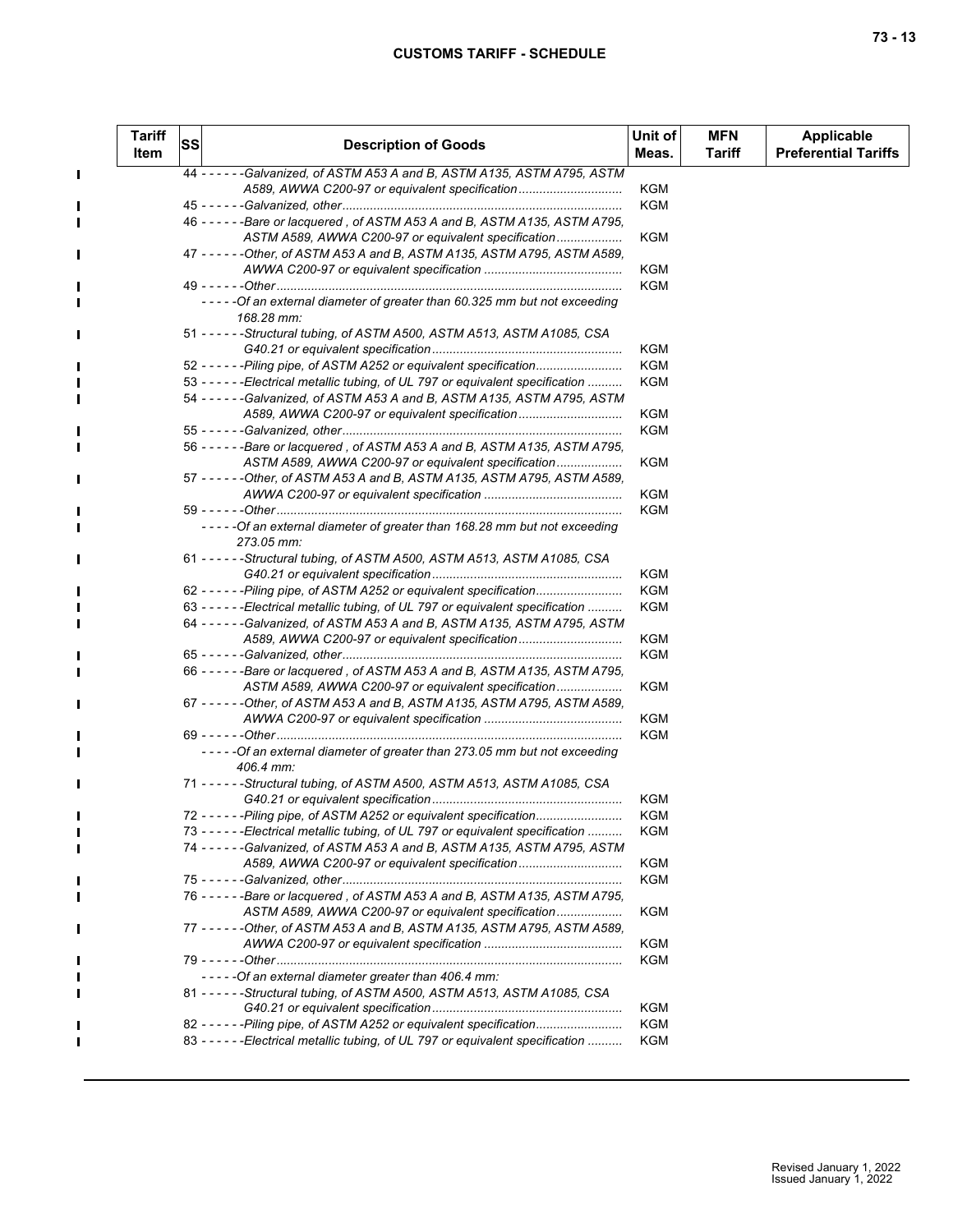| Tariff Item | SS | Description of Goods | Unit of Meas. | MFN Tariff | Applicable Preferential Tariffs |
|---|---|---|---|---|---|
| | | 44 - - - - - -Galvanized, of ASTM A53 A and B, ASTM A135, ASTM A795, ASTM A589, AWWA C200-97 or equivalent specification | KGM | | |
| | | 45 - - - - - -Galvanized, other | KGM | | |
| | | 46 - - - - - -Bare or lacquered , of ASTM A53 A and B, ASTM A135, ASTM A795, ASTM A589, AWWA C200-97 or equivalent specification | KGM | | |
| | | 47 - - - - - -Other, of ASTM A53 A and B, ASTM A135, ASTM A795, ASTM A589, AWWA C200-97 or equivalent specification | KGM | | |
| | | 49 - - - - - -Other | KGM | | |
| | | - - - - -Of an external diameter of greater than 60.325 mm but not exceeding 168.28 mm: | | | |
| | | 51 - - - - - -Structural tubing, of ASTM A500, ASTM A513, ASTM A1085, CSA G40.21 or equivalent specification | KGM | | |
| | | 52 - - - - - -Piling pipe, of ASTM A252 or equivalent specification | KGM | | |
| | | 53 - - - - - -Electrical metallic tubing, of UL 797 or equivalent specification | KGM | | |
| | | 54 - - - - - -Galvanized, of ASTM A53 A and B, ASTM A135, ASTM A795, ASTM A589, AWWA C200-97 or equivalent specification | KGM | | |
| | | 55 - - - - - -Galvanized, other | KGM | | |
| | | 56 - - - - - -Bare or lacquered , of ASTM A53 A and B, ASTM A135, ASTM A795, ASTM A589, AWWA C200-97 or equivalent specification | KGM | | |
| | | 57 - - - - - -Other, of ASTM A53 A and B, ASTM A135, ASTM A795, ASTM A589, AWWA C200-97 or equivalent specification | KGM | | |
| | | 59 - - - - - -Other | KGM | | |
| | | - - - - -Of an external diameter of greater than 168.28 mm but not exceeding 273.05 mm: | | | |
| | | 61 - - - - - -Structural tubing, of ASTM A500, ASTM A513, ASTM A1085, CSA G40.21 or equivalent specification | KGM | | |
| | | 62 - - - - - -Piling pipe, of ASTM A252 or equivalent specification | KGM | | |
| | | 63 - - - - - -Electrical metallic tubing, of UL 797 or equivalent specification | KGM | | |
| | | 64 - - - - - -Galvanized, of ASTM A53 A and B, ASTM A135, ASTM A795, ASTM A589, AWWA C200-97 or equivalent specification | KGM | | |
| | | 65 - - - - - -Galvanized, other | KGM | | |
| | | 66 - - - - - -Bare or lacquered , of ASTM A53 A and B, ASTM A135, ASTM A795, ASTM A589, AWWA C200-97 or equivalent specification | KGM | | |
| | | 67 - - - - - -Other, of ASTM A53 A and B, ASTM A135, ASTM A795, ASTM A589, AWWA C200-97 or equivalent specification | KGM | | |
| | | 69 - - - - - -Other | KGM | | |
| | | - - - - -Of an external diameter of greater than 273.05 mm but not exceeding 406.4 mm: | | | |
| | | 71 - - - - - -Structural tubing, of ASTM A500, ASTM A513, ASTM A1085, CSA G40.21 or equivalent specification | KGM | | |
| | | 72 - - - - - -Piling pipe, of ASTM A252 or equivalent specification | KGM | | |
| | | 73 - - - - - -Electrical metallic tubing, of UL 797 or equivalent specification | KGM | | |
| | | 74 - - - - - -Galvanized, of ASTM A53 A and B, ASTM A135, ASTM A795, ASTM A589, AWWA C200-97 or equivalent specification | KGM | | |
| | | 75 - - - - - -Galvanized, other | KGM | | |
| | | 76 - - - - - -Bare or lacquered , of ASTM A53 A and B, ASTM A135, ASTM A795, ASTM A589, AWWA C200-97 or equivalent specification | KGM | | |
| | | 77 - - - - - -Other, of ASTM A53 A and B, ASTM A135, ASTM A795, ASTM A589, AWWA C200-97 or equivalent specification | KGM | | |
| | | 79 - - - - - -Other | KGM | | |
| | | - - - - -Of an external diameter greater than 406.4 mm: | | | |
| | | 81 - - - - - -Structural tubing, of ASTM A500, ASTM A513, ASTM A1085, CSA G40.21 or equivalent specification | KGM | | |
| | | 82 - - - - - -Piling pipe, of ASTM A252 or equivalent specification | KGM | | |
| | | 83 - - - - - -Electrical metallic tubing, of UL 797 or equivalent specification | KGM | | |

Revised January 1, 2022
Issued January 1, 2022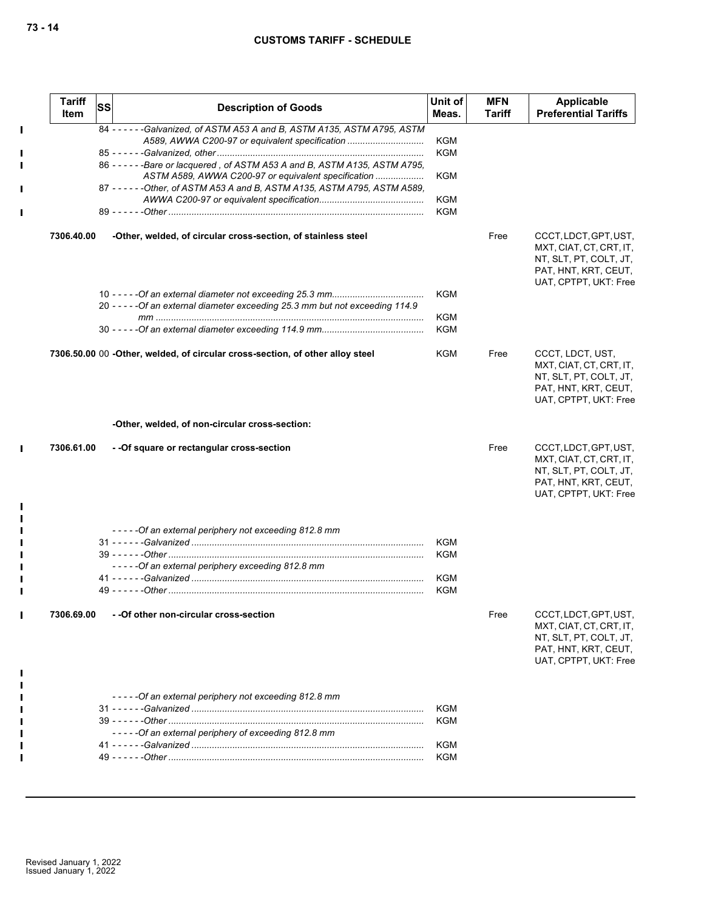| Tariff Item | SS | Description of Goods | Unit of Meas. | MFN Tariff | Applicable Preferential Tariffs |
|---|---|---|---|---|---|
| | | 84 - - - - - -*Galvanized, of ASTM A53 A and B, ASTM A135, ASTM A795, ASTM A589, AWWA C200-97 or equivalent specification* | KGM | | |
| | | 85 - - - - - -*Galvanized, other* | KGM | | |
| | | 86 - - - - - -*Bare or lacquered , of ASTM A53 A and B, ASTM A135, ASTM A795, ASTM A589, AWWA C200-97 or equivalent specification* | KGM | | |
| | | 87 - - - - - -*Other, of ASTM A53 A and B, ASTM A135, ASTM A795, ASTM A589, AWWA C200-97 or equivalent specification* | KGM | | |
| | | 89 - - - - - -*Other* | KGM | | |
| 7306.40.00 | | **-Other, welded, of circular cross-section, of stainless steel** | | Free | CCCT, LDCT, GPT, UST, MXT, CIAT, CT, CRT, IT, NT, SLT, PT, COLT, JT, PAT, HNT, KRT, CEUT, UAT, CPTPT, UKT: Free |
| | | 10 - - - - -*Of an external diameter not exceeding 25.3 mm* | KGM | | |
| | | 20 - - - - -*Of an external diameter exceeding 25.3 mm but not exceeding 114.9 mm* | KGM | | |
| | | 30 - - - - -*Of an external diameter exceeding 114.9 mm* | KGM | | |
| 7306.50.00 | 00 | **-Other, welded, of circular cross-section, of other alloy steel** | KGM | Free | CCCT, LDCT, UST, MXT, CIAT, CT, CRT, IT, NT, SLT, PT, COLT, JT, PAT, HNT, KRT, CEUT, UAT, CPTPT, UKT: Free |
| | | **-Other, welded, of non-circular cross-section:** | | | |
| 7306.61.00 | | **- -Of square or rectangular cross-section** | | Free | CCCT, LDCT, GPT, UST, MXT, CIAT, CT, CRT, IT, NT, SLT, PT, COLT, JT, PAT, HNT, KRT, CEUT, UAT, CPTPT, UKT: Free |
| | | - - - - -*Of an external periphery not exceeding 812.8 mm* | | | |
| | | 31 - - - - - -*Galvanized* | KGM | | |
| | | 39 - - - - - -*Other* | KGM | | |
| | | - - - - -*Of an external periphery exceeding 812.8 mm* | | | |
| | | 41 - - - - - -*Galvanized* | KGM | | |
| | | 49 - - - - - -*Other* | KGM | | |
| 7306.69.00 | | **- -Of other non-circular cross-section** | | Free | CCCT, LDCT, GPT, UST, MXT, CIAT, CT, CRT, IT, NT, SLT, PT, COLT, JT, PAT, HNT, KRT, CEUT, UAT, CPTPT, UKT: Free |
| | | - - - - -*Of an external periphery not exceeding 812.8 mm* | | | |
| | | 31 - - - - - -*Galvanized* | KGM | | |
| | | 39 - - - - - -*Other* | KGM | | |
| | | - - - - -*Of an external periphery of exceeding 812.8 mm* | | | |
| | | 41 - - - - - -*Galvanized* | KGM | | |
| | | 49 - - - - - -*Other* | KGM | | |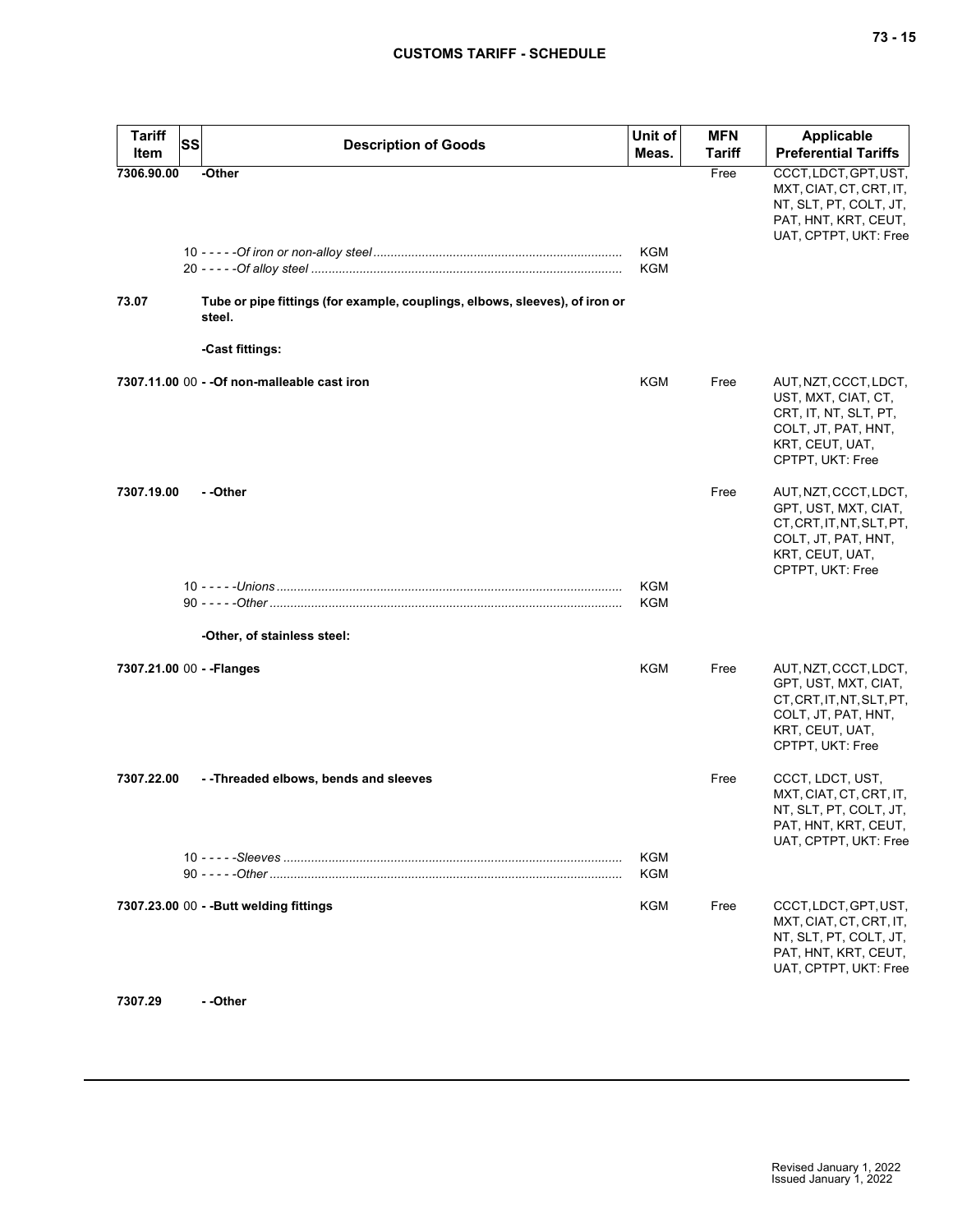| Tariff Item | SS | Description of Goods | Unit of Meas. | MFN Tariff | Applicable Preferential Tariffs |
|---|---|---|---|---|---|
| 7306.90.00 | | -Other | | Free | CCCT, LDCT, GPT, UST, MXT, CIAT, CT, CRT, IT, NT, SLT, PT, COLT, JT, PAT, HNT, KRT, CEUT, UAT, CPTPT, UKT: Free |
| | 10 | - - - - -*Of iron or non-alloy steel* | KGM | | |
| | 20 | - - - - -*Of alloy steel* | KGM | | |
| 73.07 | | **Tube or pipe fittings (for example, couplings, elbows, sleeves), of iron or steel.** | | | |
| | | **-Cast fittings:** | | | |
| 7307.11.00 | 00 | **- -Of non-malleable cast iron** | KGM | Free | AUT, NZT, CCCT, LDCT, UST, MXT, CIAT, CT, CRT, IT, NT, SLT, PT, COLT, JT, PAT, HNT, KRT, CEUT, UAT, CPTPT, UKT: Free |
| 7307.19.00 | | **- -Other** | | Free | AUT, NZT, CCCT, LDCT, GPT, UST, MXT, CIAT, CT, CRT, IT, NT, SLT, PT, COLT, JT, PAT, HNT, KRT, CEUT, UAT, CPTPT, UKT: Free |
| | 10 | - - - - -*Unions* | KGM | | |
| | 90 | - - - - -*Other* | KGM | | |
| | | **-Other, of stainless steel:** | | | |
| 7307.21.00 | 00 | **- -Flanges** | KGM | Free | AUT, NZT, CCCT, LDCT, GPT, UST, MXT, CIAT, CT, CRT, IT, NT, SLT, PT, COLT, JT, PAT, HNT, KRT, CEUT, UAT, CPTPT, UKT: Free |
| 7307.22.00 | | **- -Threaded elbows, bends and sleeves** | | Free | CCCT, LDCT, UST, MXT, CIAT, CT, CRT, IT, NT, SLT, PT, COLT, JT, PAT, HNT, KRT, CEUT, UAT, CPTPT, UKT: Free |
| | 10 | - - - - -*Sleeves* | KGM | | |
| | 90 | - - - - -*Other* | KGM | | |
| 7307.23.00 | 00 | **- -Butt welding fittings** | KGM | Free | CCCT, LDCT, GPT, UST, MXT, CIAT, CT, CRT, IT, NT, SLT, PT, COLT, JT, PAT, HNT, KRT, CEUT, UAT, CPTPT, UKT: Free |
| 7307.29 | | **- -Other** | | | |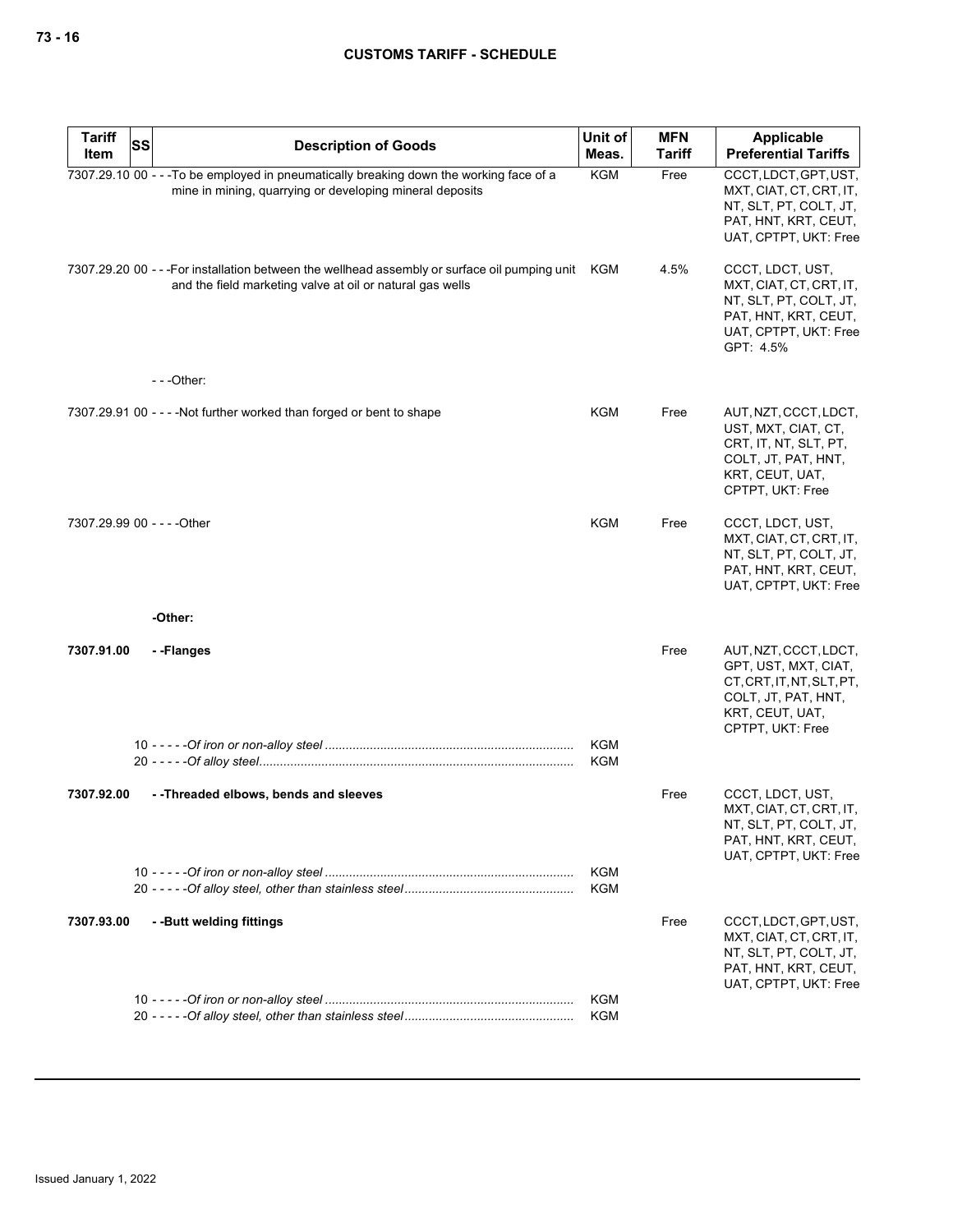| Tariff Item | SS | Description of Goods | Unit of Meas. | MFN Tariff | Applicable Preferential Tariffs |
|---|---|---|---|---|---|
| 7307.29.10 | 00 | - - -To be employed in pneumatically breaking down the working face of a mine in mining, quarrying or developing mineral deposits | KGM | Free | CCCT, LDCT, GPT, UST, MXT, CIAT, CT, CRT, IT, NT, SLT, PT, COLT, JT, PAT, HNT, KRT, CEUT, UAT, CPTPT, UKT: Free |
| 7307.29.20 | 00 | - - -For installation between the wellhead assembly or surface oil pumping unit and the field marketing valve at oil or natural gas wells | KGM | 4.5% | CCCT, LDCT, UST, MXT, CIAT, CT, CRT, IT, NT, SLT, PT, COLT, JT, PAT, HNT, KRT, CEUT, UAT, CPTPT, UKT: Free<br>GPT: 4.5% |
| | | - - -Other: | | | |
| 7307.29.91 | 00 | - - - -Not further worked than forged or bent to shape | KGM | Free | AUT, NZT, CCCT, LDCT, UST, MXT, CIAT, CT, CRT, IT, NT, SLT, PT, COLT, JT, PAT, HNT, KRT, CEUT, UAT, CPTPT, UKT: Free |
| 7307.29.99 | 00 | - - - -Other | KGM | Free | CCCT, LDCT, UST, MXT, CIAT, CT, CRT, IT, NT, SLT, PT, COLT, JT, PAT, HNT, KRT, CEUT, UAT, CPTPT, UKT: Free |
| | | **-Other:** | | | |
| **7307.91.00** | | **- -Flanges** | | Free | AUT, NZT, CCCT, LDCT, GPT, UST, MXT, CIAT, CT, CRT, IT, NT, SLT, PT, COLT, JT, PAT, HNT, KRT, CEUT, UAT, CPTPT, UKT: Free |
| | 10 | - - - - -*Of iron or non-alloy steel* | KGM | | |
| | 20 | - - - - -*Of alloy steel* | KGM | | |
| **7307.92.00** | | **- -Threaded elbows, bends and sleeves** | | Free | CCCT, LDCT, UST, MXT, CIAT, CT, CRT, IT, NT, SLT, PT, COLT, JT, PAT, HNT, KRT, CEUT, UAT, CPTPT, UKT: Free |
| | 10 | - - - - -*Of iron or non-alloy steel* | KGM | | |
| | 20 | - - - - -*Of alloy steel, other than stainless steel* | KGM | | |
| **7307.93.00** | | **- -Butt welding fittings** | | Free | CCCT, LDCT, GPT, UST, MXT, CIAT, CT, CRT, IT, NT, SLT, PT, COLT, JT, PAT, HNT, KRT, CEUT, UAT, CPTPT, UKT: Free |
| | 10 | - - - - -*Of iron or non-alloy steel* | KGM | | |
| | 20 | - - - - -*Of alloy steel, other than stainless steel* | KGM | | |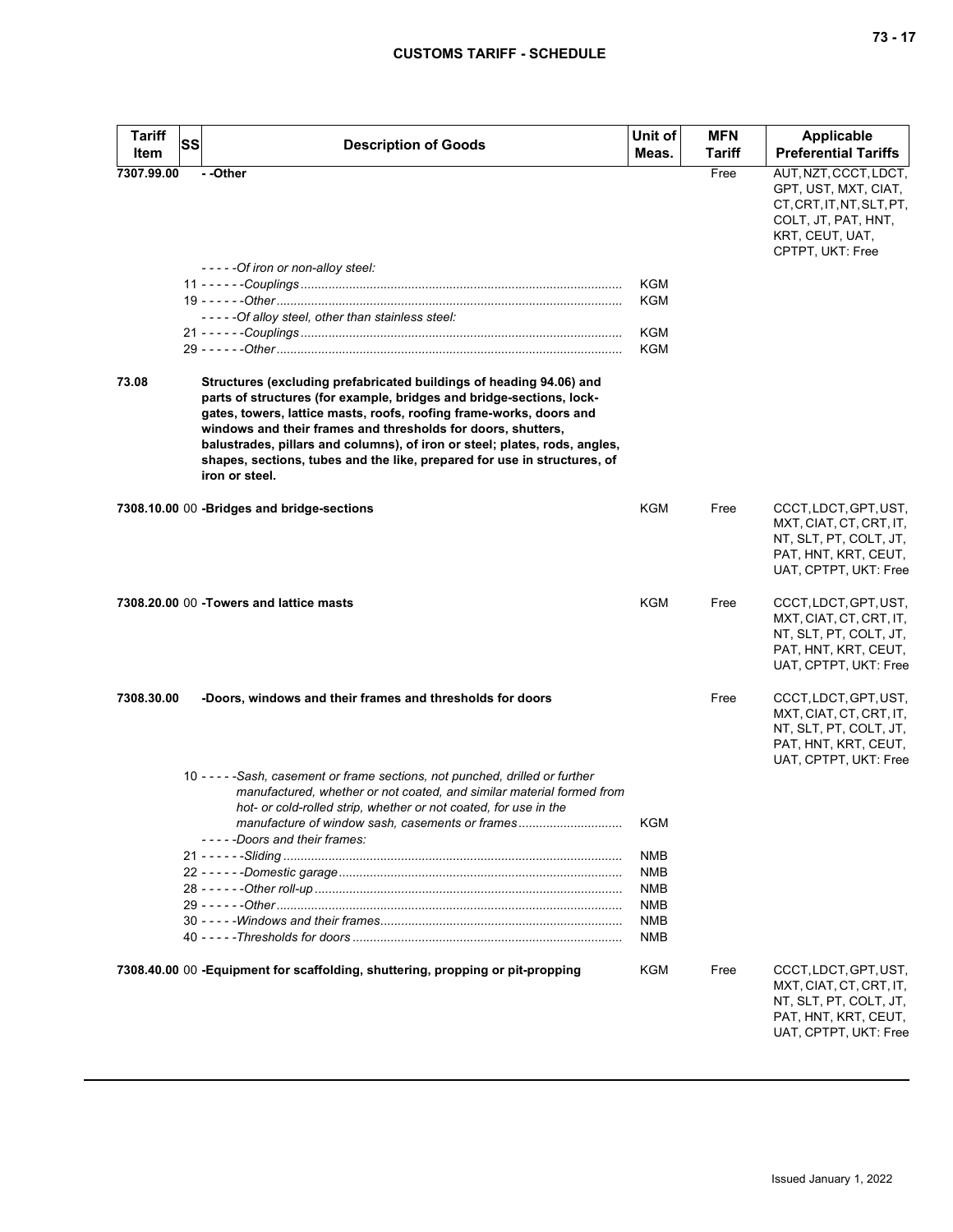| Tariff Item | SS | Description of Goods | Unit of Meas. | MFN Tariff | Applicable Preferential Tariffs |
|---|---|---|---|---|---|
| 7307.99.00 | | - -Other | | Free | AUT, NZT, CCCT, LDCT, GPT, UST, MXT, CIAT, CT, CRT, IT, NT, SLT, PT, COLT, JT, PAT, HNT, KRT, CEUT, UAT, CPTPT, UKT: Free |
| | | - - - - -Of iron or non-alloy steel: | | | |
| | 11 | - - - - - -Couplings | KGM | | |
| | 19 | - - - - - -Other | KGM | | |
| | | - - - - -Of alloy steel, other than stainless steel: | | | |
| | 21 | - - - - - -Couplings | KGM | | |
| | 29 | - - - - - -Other | KGM | | |
| 73.08 | | **Structures (excluding prefabricated buildings of heading 94.06) and parts of structures (for example, bridges and bridge-sections, lock-gates, towers, lattice masts, roofs, roofing frame-works, doors and windows and their frames and thresholds for doors, shutters, balustrades, pillars and columns), of iron or steel; plates, rods, angles, shapes, sections, tubes and the like, prepared for use in structures, of iron or steel.** | | | |
| 7308.10.00 | 00 | **-Bridges and bridge-sections** | KGM | Free | CCCT, LDCT, GPT, UST, MXT, CIAT, CT, CRT, IT, NT, SLT, PT, COLT, JT, PAT, HNT, KRT, CEUT, UAT, CPTPT, UKT: Free |
| 7308.20.00 | 00 | **-Towers and lattice masts** | KGM | Free | CCCT, LDCT, GPT, UST, MXT, CIAT, CT, CRT, IT, NT, SLT, PT, COLT, JT, PAT, HNT, KRT, CEUT, UAT, CPTPT, UKT: Free |
| 7308.30.00 | | **-Doors, windows and their frames and thresholds for doors** | | Free | CCCT, LDCT, GPT, UST, MXT, CIAT, CT, CRT, IT, NT, SLT, PT, COLT, JT, PAT, HNT, KRT, CEUT, UAT, CPTPT, UKT: Free |
| | 10 | - - - - -Sash, casement or frame sections, not punched, drilled or further manufactured, whether or not coated, and similar material formed from hot- or cold-rolled strip, whether or not coated, for use in the manufacture of window sash, casements or frames | KGM | | |
| | | - - - - -Doors and their frames: | | | |
| | 21 | - - - - - -Sliding | NMB | | |
| | 22 | - - - - - -Domestic garage | NMB | | |
| | 28 | - - - - - -Other roll-up | NMB | | |
| | 29 | - - - - - -Other | NMB | | |
| | 30 | - - - - -Windows and their frames | NMB | | |
| | 40 | - - - - -Thresholds for doors | NMB | | |
| 7308.40.00 | 00 | **-Equipment for scaffolding, shuttering, propping or pit-propping** | KGM | Free | CCCT, LDCT, GPT, UST, MXT, CIAT, CT, CRT, IT, NT, SLT, PT, COLT, JT, PAT, HNT, KRT, CEUT, UAT, CPTPT, UKT: Free |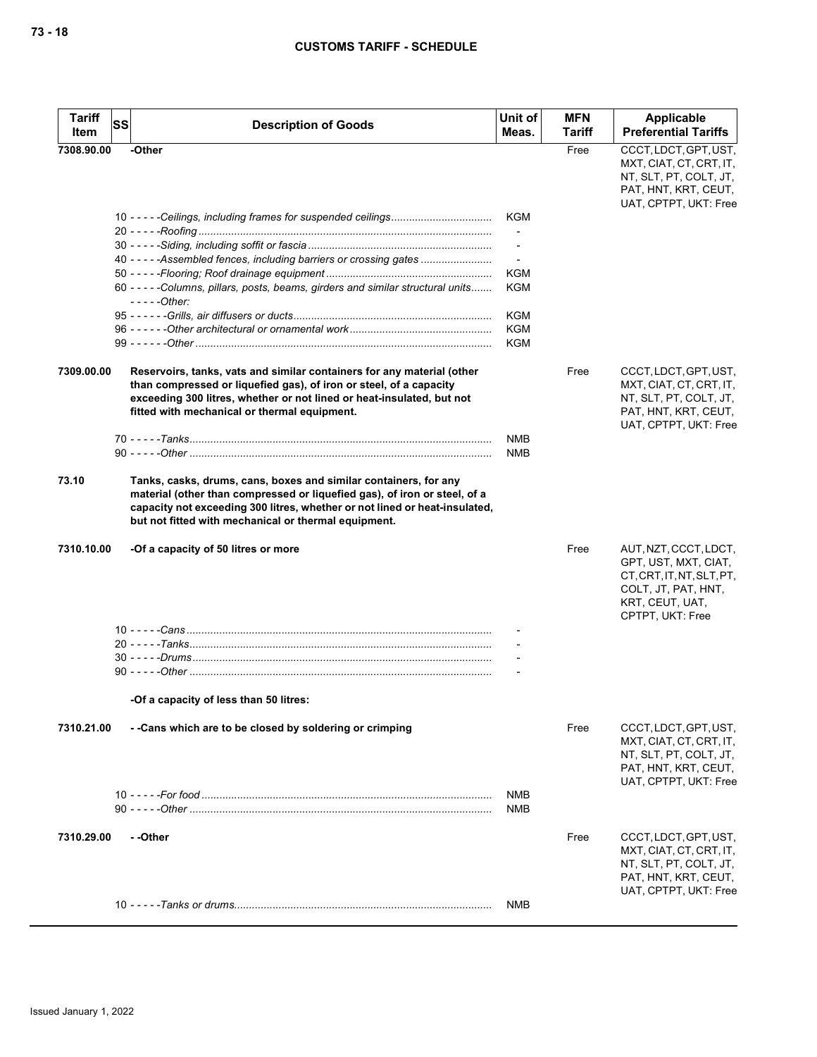| Tariff Item | SS | Description of Goods | Unit of Meas. | MFN Tariff | Applicable Preferential Tariffs |
|---|---|---|---|---|---|
| 7308.90.00 | | -Other | | Free | CCCT, LDCT, GPT, UST, MXT, CIAT, CT, CRT, IT, NT, SLT, PT, COLT, JT, PAT, HNT, KRT, CEUT, UAT, CPTPT, UKT: Free |
| | | 10 - - - - -*Ceilings, including frames for suspended ceilings* | KGM | | |
| | | 20 - - - - -*Roofing* | - | | |
| | | 30 - - - - -*Siding, including soffit or fascia* | - | | |
| | | 40 - - - - -*Assembled fences, including barriers or crossing gates* | - | | |
| | | 50 - - - - -*Flooring; Roof drainage equipment* | KGM | | |
| | | 60 - - - - -*Columns, pillars, posts, beams, girders and similar structural units* | KGM | | |
| | | - - - - -*Other:* | | | |
| | | 95 - - - - - -*Grills, air diffusers or ducts* | KGM | | |
| | | 96 - - - - - -*Other architectural or ornamental work* | KGM | | |
| | | 99 - - - - - -*Other* | KGM | | |
| 7309.00.00 | | **Reservoirs, tanks, vats and similar containers for any material (other than compressed or liquefied gas), of iron or steel, of a capacity exceeding 300 litres, whether or not lined or heat-insulated, but not fitted with mechanical or thermal equipment.** | | Free | CCCT, LDCT, GPT, UST, MXT, CIAT, CT, CRT, IT, NT, SLT, PT, COLT, JT, PAT, HNT, KRT, CEUT, UAT, CPTPT, UKT: Free |
| | | 70 - - - - -*Tanks* | NMB | | |
| | | 90 - - - - -*Other* | NMB | | |
| 73.10 | | **Tanks, casks, drums, cans, boxes and similar containers, for any material (other than compressed or liquefied gas), of iron or steel, of a capacity not exceeding 300 litres, whether or not lined or heat-insulated, but not fitted with mechanical or thermal equipment.** | | | |
| 7310.10.00 | | -Of a capacity of 50 litres or more | | Free | AUT, NZT, CCCT, LDCT, GPT, UST, MXT, CIAT, CT, CRT, IT, NT, SLT, PT, COLT, JT, PAT, HNT, KRT, CEUT, UAT, CPTPT, UKT: Free |
| | | 10 - - - - -*Cans* | - | | |
| | | 20 - - - - -*Tanks* | - | | |
| | | 30 - - - - -*Drums* | - | | |
| | | 90 - - - - -*Other* | - | | |
| | | -Of a capacity of less than 50 litres: | | | |
| 7310.21.00 | | - -Cans which are to be closed by soldering or crimping | | Free | CCCT, LDCT, GPT, UST, MXT, CIAT, CT, CRT, IT, NT, SLT, PT, COLT, JT, PAT, HNT, KRT, CEUT, UAT, CPTPT, UKT: Free |
| | | 10 - - - - -*For food* | NMB | | |
| | | 90 - - - - -*Other* | NMB | | |
| 7310.29.00 | | - -Other | | Free | CCCT, LDCT, GPT, UST, MXT, CIAT, CT, CRT, IT, NT, SLT, PT, COLT, JT, PAT, HNT, KRT, CEUT, UAT, CPTPT, UKT: Free |
| | | 10 - - - - -*Tanks or drums* | NMB | | |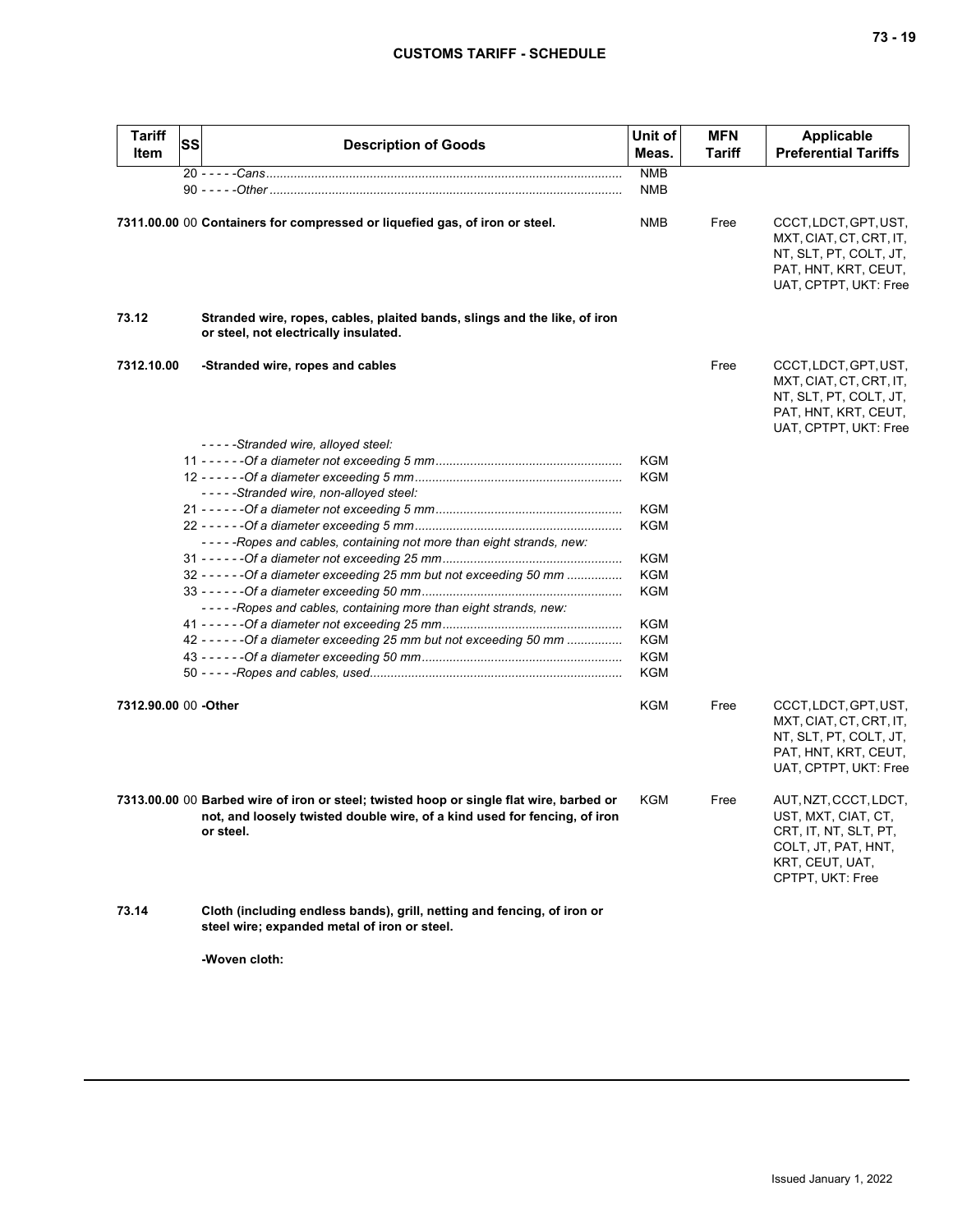| Tariff Item | SS | Description of Goods | Unit of Meas. | MFN Tariff | Applicable Preferential Tariffs |
|---|---|---|---|---|---|
| | 20 | - - - - -*Cans* | NMB | | |
| | 90 | - - - - -*Other* | NMB | | |
| **7311.00.00** | 00 | **Containers for compressed or liquefied gas, of iron or steel.** | NMB | Free | CCCT, LDCT, GPT, UST, MXT, CIAT, CT, CRT, IT, NT, SLT, PT, COLT, JT, PAT, HNT, KRT, CEUT, UAT, CPTPT, UKT: Free |
| **73.12** | | **Stranded wire, ropes, cables, plaited bands, slings and the like, of iron or steel, not electrically insulated.** | | | |
| **7312.10.00** | | **-Stranded wire, ropes and cables** | | Free | CCCT, LDCT, GPT, UST, MXT, CIAT, CT, CRT, IT, NT, SLT, PT, COLT, JT, PAT, HNT, KRT, CEUT, UAT, CPTPT, UKT: Free |
| | | - - - - -*Stranded wire, alloyed steel:* | | | |
| | 11 | - - - - - -*Of a diameter not exceeding 5 mm* | KGM | | |
| | 12 | - - - - - -*Of a diameter exceeding 5 mm* | KGM | | |
| | | - - - - -*Stranded wire, non-alloyed steel:* | | | |
| | 21 | - - - - - -*Of a diameter not exceeding 5 mm* | KGM | | |
| | 22 | - - - - - -*Of a diameter exceeding 5 mm* | KGM | | |
| | | - - - - -*Ropes and cables, containing not more than eight strands, new:* | | | |
| | 31 | - - - - - -*Of a diameter not exceeding 25 mm* | KGM | | |
| | 32 | - - - - - -*Of a diameter exceeding 25 mm but not exceeding 50 mm* | KGM | | |
| | 33 | - - - - - -*Of a diameter exceeding 50 mm* | KGM | | |
| | | - - - - -*Ropes and cables, containing more than eight strands, new:* | | | |
| | 41 | - - - - - -*Of a diameter not exceeding 25 mm* | KGM | | |
| | 42 | - - - - - -*Of a diameter exceeding 25 mm but not exceeding 50 mm* | KGM | | |
| | 43 | - - - - - -*Of a diameter exceeding 50 mm* | KGM | | |
| | 50 | - - - - -*Ropes and cables, used* | KGM | | |
| **7312.90.00** | 00 | **-Other** | KGM | Free | CCCT, LDCT, GPT, UST, MXT, CIAT, CT, CRT, IT, NT, SLT, PT, COLT, JT, PAT, HNT, KRT, CEUT, UAT, CPTPT, UKT: Free |
| **7313.00.00** | 00 | **Barbed wire of iron or steel; twisted hoop or single flat wire, barbed or not, and loosely twisted double wire, of a kind used for fencing, of iron or steel.** | KGM | Free | AUT, NZT, CCCT, LDCT, UST, MXT, CIAT, CT, CRT, IT, NT, SLT, PT, COLT, JT, PAT, HNT, KRT, CEUT, UAT, CPTPT, UKT: Free |
| **73.14** | | **Cloth (including endless bands), grill, netting and fencing, of iron or steel wire; expanded metal of iron or steel.** | | | |
| | | **-Woven cloth:** | | | |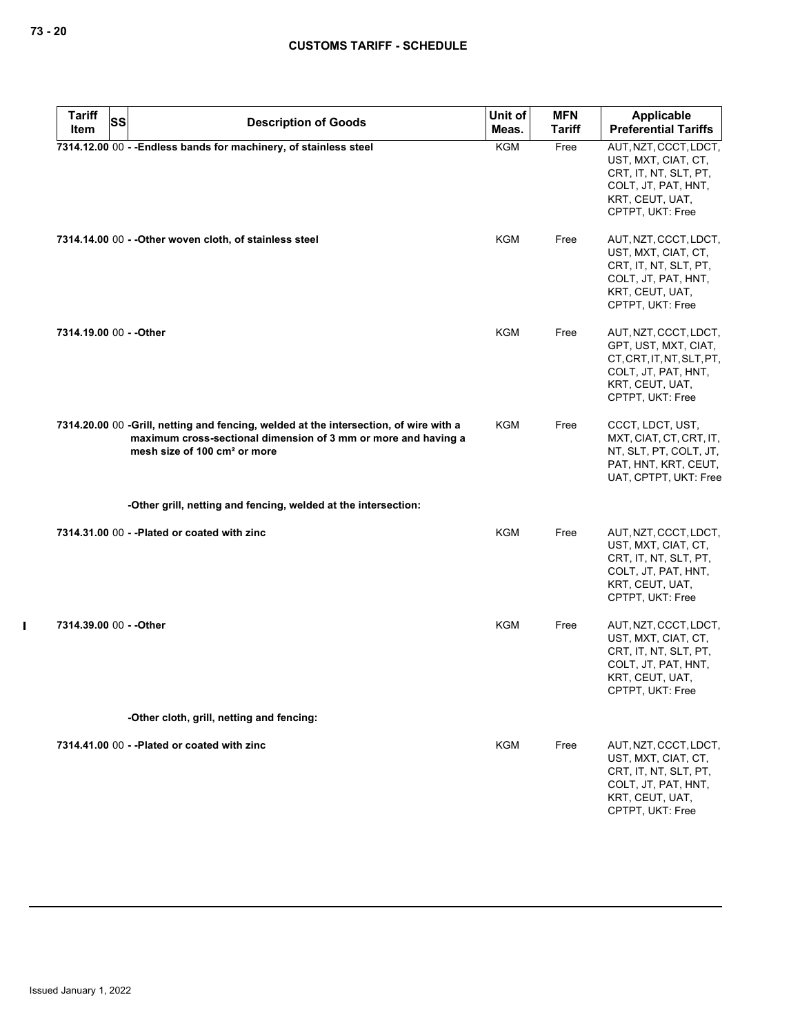| Tariff Item | SS | Description of Goods | Unit of Meas. | MFN Tariff | Applicable Preferential Tariffs |
|---|---|---|---|---|---|
| 7314.12.00 | 00 | - -Endless bands for machinery, of stainless steel | KGM | Free | AUT, NZT, CCCT, LDCT, UST, MXT, CIAT, CT, CRT, IT, NT, SLT, PT, COLT, JT, PAT, HNT, KRT, CEUT, UAT, CPTPT, UKT: Free |
| 7314.14.00 | 00 | - -Other woven cloth, of stainless steel | KGM | Free | AUT, NZT, CCCT, LDCT, UST, MXT, CIAT, CT, CRT, IT, NT, SLT, PT, COLT, JT, PAT, HNT, KRT, CEUT, UAT, CPTPT, UKT: Free |
| 7314.19.00 | 00 | - -Other | KGM | Free | AUT, NZT, CCCT, LDCT, GPT, UST, MXT, CIAT, CT, CRT, IT, NT, SLT, PT, COLT, JT, PAT, HNT, KRT, CEUT, UAT, CPTPT, UKT: Free |
| 7314.20.00 | 00 | -Grill, netting and fencing, welded at the intersection, of wire with a maximum cross-sectional dimension of 3 mm or more and having a mesh size of 100 cm² or more | KGM | Free | CCCT, LDCT, UST, MXT, CIAT, CT, CRT, IT, NT, SLT, PT, COLT, JT, PAT, HNT, KRT, CEUT, UAT, CPTPT, UKT: Free |
| | | -Other grill, netting and fencing, welded at the intersection: | | | |
| 7314.31.00 | 00 | - -Plated or coated with zinc | KGM | Free | AUT, NZT, CCCT, LDCT, UST, MXT, CIAT, CT, CRT, IT, NT, SLT, PT, COLT, JT, PAT, HNT, KRT, CEUT, UAT, CPTPT, UKT: Free |
| 7314.39.00 | 00 | - -Other | KGM | Free | AUT, NZT, CCCT, LDCT, UST, MXT, CIAT, CT, CRT, IT, NT, SLT, PT, COLT, JT, PAT, HNT, KRT, CEUT, UAT, CPTPT, UKT: Free |
| | | -Other cloth, grill, netting and fencing: | | | |
| 7314.41.00 | 00 | - -Plated or coated with zinc | KGM | Free | AUT, NZT, CCCT, LDCT, UST, MXT, CIAT, CT, CRT, IT, NT, SLT, PT, COLT, JT, PAT, HNT, KRT, CEUT, UAT, CPTPT, UKT: Free |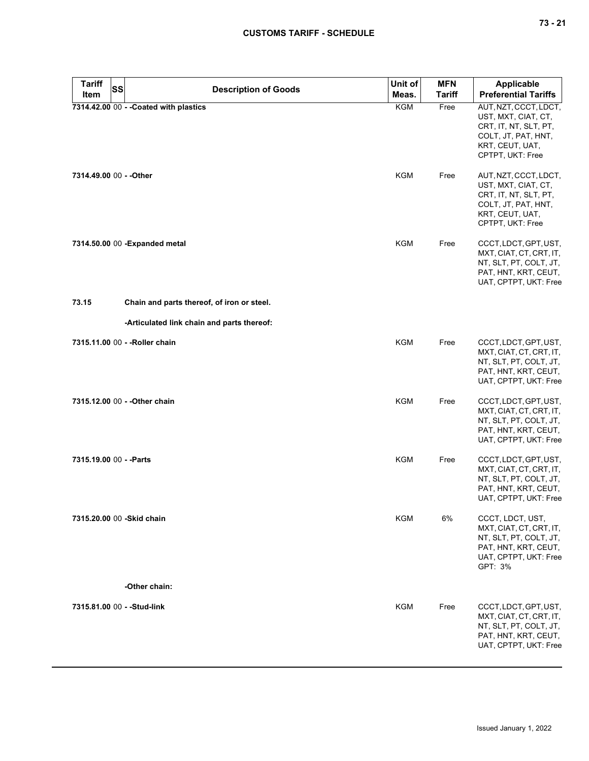| Tariff Item | SS | Description of Goods | Unit of Meas. | MFN Tariff | Applicable Preferential Tariffs |
|---|---|---|---|---|---|
| 7314.42.00 | 00 | - -Coated with plastics | KGM | Free | AUT, NZT, CCCT, LDCT, UST, MXT, CIAT, CT, CRT, IT, NT, SLT, PT, COLT, JT, PAT, HNT, KRT, CEUT, UAT, CPTPT, UKT: Free |
| 7314.49.00 | 00 | - -Other | KGM | Free | AUT, NZT, CCCT, LDCT, UST, MXT, CIAT, CT, CRT, IT, NT, SLT, PT, COLT, JT, PAT, HNT, KRT, CEUT, UAT, CPTPT, UKT: Free |
| 7314.50.00 | 00 | -Expanded metal | KGM | Free | CCCT, LDCT, GPT, UST, MXT, CIAT, CT, CRT, IT, NT, SLT, PT, COLT, JT, PAT, HNT, KRT, CEUT, UAT, CPTPT, UKT: Free |
| 73.15 | | Chain and parts thereof, of iron or steel. | | | |
| | | -Articulated link chain and parts thereof: | | | |
| 7315.11.00 | 00 | - -Roller chain | KGM | Free | CCCT, LDCT, GPT, UST, MXT, CIAT, CT, CRT, IT, NT, SLT, PT, COLT, JT, PAT, HNT, KRT, CEUT, UAT, CPTPT, UKT: Free |
| 7315.12.00 | 00 | - -Other chain | KGM | Free | CCCT, LDCT, GPT, UST, MXT, CIAT, CT, CRT, IT, NT, SLT, PT, COLT, JT, PAT, HNT, KRT, CEUT, UAT, CPTPT, UKT: Free |
| 7315.19.00 | 00 | - -Parts | KGM | Free | CCCT, LDCT, GPT, UST, MXT, CIAT, CT, CRT, IT, NT, SLT, PT, COLT, JT, PAT, HNT, KRT, CEUT, UAT, CPTPT, UKT: Free |
| 7315.20.00 | 00 | -Skid chain | KGM | 6% | CCCT, LDCT, UST, MXT, CIAT, CT, CRT, IT, NT, SLT, PT, COLT, JT, PAT, HNT, KRT, CEUT, UAT, CPTPT, UKT: Free<br>GPT: 3% |
| | | -Other chain: | | | |
| 7315.81.00 | 00 | - -Stud-link | KGM | Free | CCCT, LDCT, GPT, UST, MXT, CIAT, CT, CRT, IT, NT, SLT, PT, COLT, JT, PAT, HNT, KRT, CEUT, UAT, CPTPT, UKT: Free |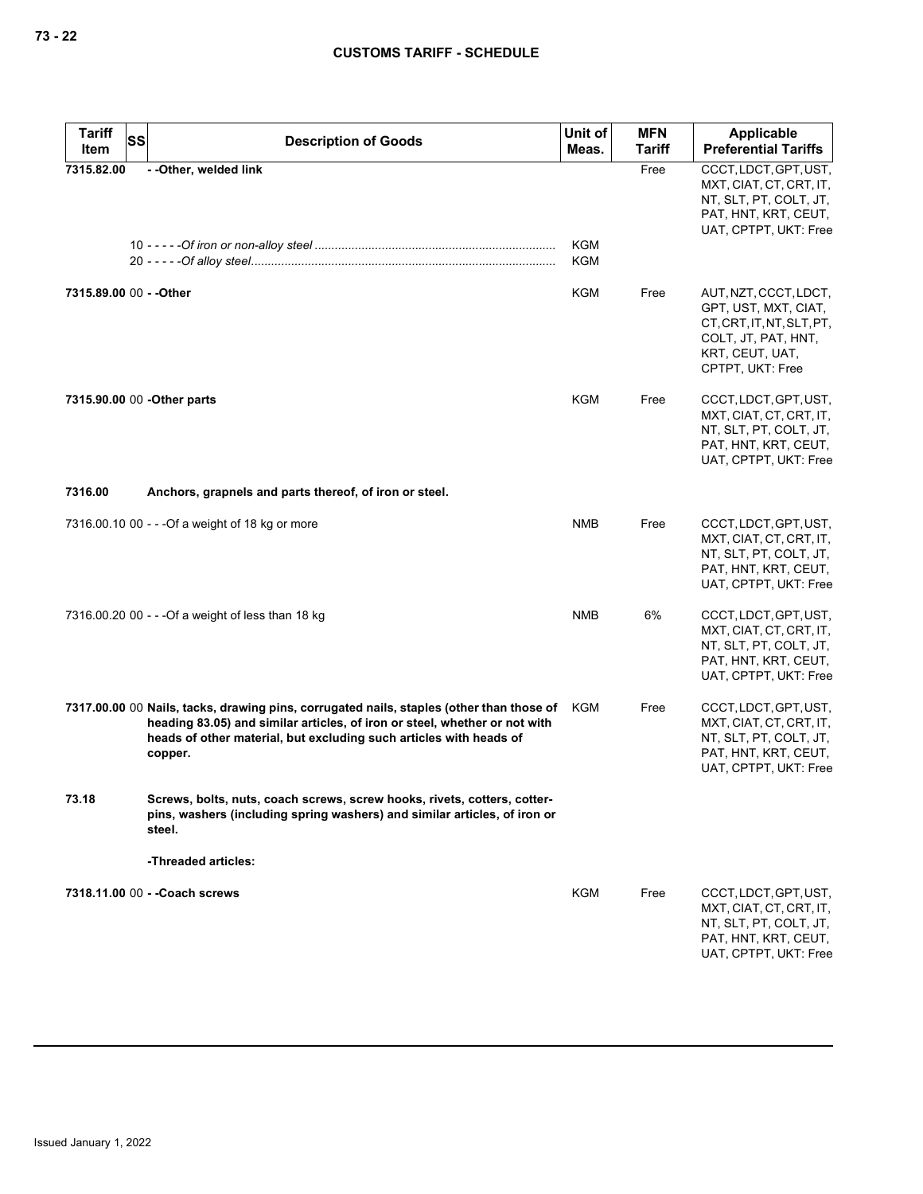| Tariff Item | SS | Description of Goods | Unit of Meas. | MFN Tariff | Applicable Preferential Tariffs |
|---|---|---|---|---|---|
| 7315.82.00 | | - -Other, welded link | | Free | CCCT, LDCT, GPT, UST, MXT, CIAT, CT, CRT, IT, NT, SLT, PT, COLT, JT, PAT, HNT, KRT, CEUT, UAT, CPTPT, UKT: Free |
| | 10 | - - - - -Of iron or non-alloy steel | KGM | | |
| | 20 | - - - - -Of alloy steel | KGM | | |
| 7315.89.00 | 00 | - -Other | KGM | Free | AUT, NZT, CCCT, LDCT, GPT, UST, MXT, CIAT, CT, CRT, IT, NT, SLT, PT, COLT, JT, PAT, HNT, KRT, CEUT, UAT, CPTPT, UKT: Free |
| 7315.90.00 | 00 | -Other parts | KGM | Free | CCCT, LDCT, GPT, UST, MXT, CIAT, CT, CRT, IT, NT, SLT, PT, COLT, JT, PAT, HNT, KRT, CEUT, UAT, CPTPT, UKT: Free |
| 7316.00 | | Anchors, grapnels and parts thereof, of iron or steel. | | | |
| 7316.00.10 | 00 | - - -Of a weight of 18 kg or more | NMB | Free | CCCT, LDCT, GPT, UST, MXT, CIAT, CT, CRT, IT, NT, SLT, PT, COLT, JT, PAT, HNT, KRT, CEUT, UAT, CPTPT, UKT: Free |
| 7316.00.20 | 00 | - - -Of a weight of less than 18 kg | NMB | 6% | CCCT, LDCT, GPT, UST, MXT, CIAT, CT, CRT, IT, NT, SLT, PT, COLT, JT, PAT, HNT, KRT, CEUT, UAT, CPTPT, UKT: Free |
| 7317.00.00 | 00 | Nails, tacks, drawing pins, corrugated nails, staples (other than those of heading 83.05) and similar articles, of iron or steel, whether or not with heads of other material, but excluding such articles with heads of copper. | KGM | Free | CCCT, LDCT, GPT, UST, MXT, CIAT, CT, CRT, IT, NT, SLT, PT, COLT, JT, PAT, HNT, KRT, CEUT, UAT, CPTPT, UKT: Free |
| 73.18 | | Screws, bolts, nuts, coach screws, screw hooks, rivets, cotters, cotter-pins, washers (including spring washers) and similar articles, of iron or steel. | | | |
| | | -Threaded articles: | | | |
| 7318.11.00 | 00 | - -Coach screws | KGM | Free | CCCT, LDCT, GPT, UST, MXT, CIAT, CT, CRT, IT, NT, SLT, PT, COLT, JT, PAT, HNT, KRT, CEUT, UAT, CPTPT, UKT: Free |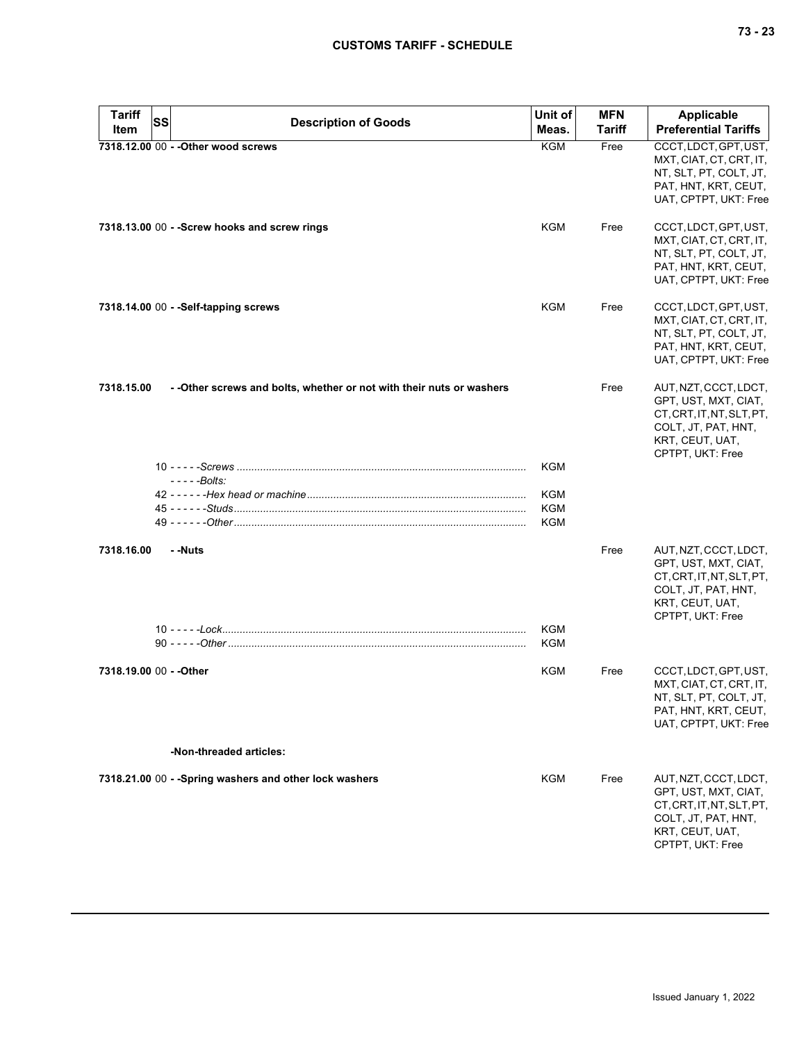| Tariff Item | SS | Description of Goods | Unit of Meas. | MFN Tariff | Applicable Preferential Tariffs |
|---|---|---|---|---|---|
| **7318.12.00** | 00 | **- -Other wood screws** | KGM | Free | CCCT, LDCT, GPT, UST, MXT, CIAT, CT, CRT, IT, NT, SLT, PT, COLT, JT, PAT, HNT, KRT, CEUT, UAT, CPTPT, UKT: Free |
| **7318.13.00** | 00 | **- -Screw hooks and screw rings** | KGM | Free | CCCT, LDCT, GPT, UST, MXT, CIAT, CT, CRT, IT, NT, SLT, PT, COLT, JT, PAT, HNT, KRT, CEUT, UAT, CPTPT, UKT: Free |
| **7318.14.00** | 00 | **- -Self-tapping screws** | KGM | Free | CCCT, LDCT, GPT, UST, MXT, CIAT, CT, CRT, IT, NT, SLT, PT, COLT, JT, PAT, HNT, KRT, CEUT, UAT, CPTPT, UKT: Free |
| **7318.15.00** | | **- -Other screws and bolts, whether or not with their nuts or washers** | | Free | AUT, NZT, CCCT, LDCT, GPT, UST, MXT, CIAT, CT, CRT, IT, NT, SLT, PT, COLT, JT, PAT, HNT, KRT, CEUT, UAT, CPTPT, UKT: Free |
| | 10 | *- - - - -Screws* | KGM | | |
| | | *- - - - -Bolts:* | | | |
| | 42 | *- - - - - -Hex head or machine* | KGM | | |
| | 45 | *- - - - - -Studs* | KGM | | |
| | 49 | *- - - - - -Other* | KGM | | |
| **7318.16.00** | | **- -Nuts** | | Free | AUT, NZT, CCCT, LDCT, GPT, UST, MXT, CIAT, CT, CRT, IT, NT, SLT, PT, COLT, JT, PAT, HNT, KRT, CEUT, UAT, CPTPT, UKT: Free |
| | 10 | *- - - - -Lock* | KGM | | |
| | 90 | *- - - - -Other* | KGM | | |
| **7318.19.00** | 00 | **- -Other** | KGM | Free | CCCT, LDCT, GPT, UST, MXT, CIAT, CT, CRT, IT, NT, SLT, PT, COLT, JT, PAT, HNT, KRT, CEUT, UAT, CPTPT, UKT: Free |
| | | **-Non-threaded articles:** | | | |
| **7318.21.00** | 00 | **- -Spring washers and other lock washers** | KGM | Free | AUT, NZT, CCCT, LDCT, GPT, UST, MXT, CIAT, CT, CRT, IT, NT, SLT, PT, COLT, JT, PAT, HNT, KRT, CEUT, UAT, CPTPT, UKT: Free |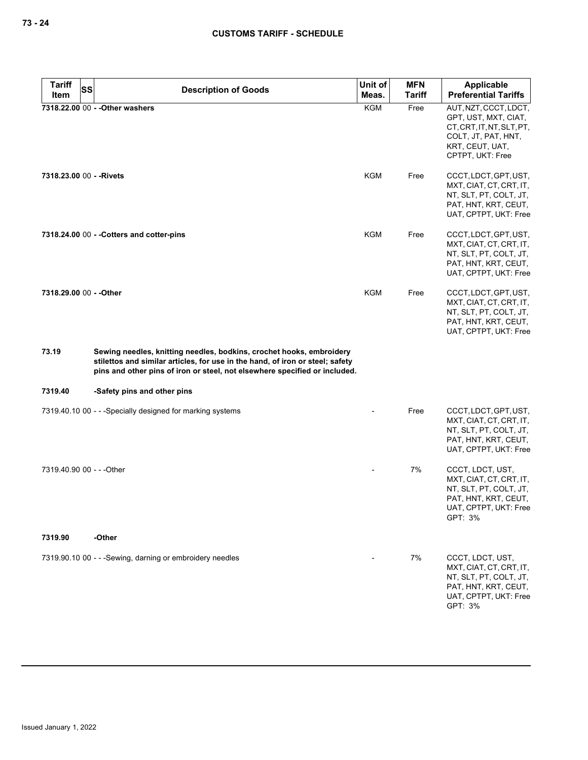| Tariff Item | SS | Description of Goods | Unit of Meas. | MFN Tariff | Applicable Preferential Tariffs |
|---|---|---|---|---|---|
| **7318.22.00** | 00 | **- -Other washers** | KGM | Free | AUT, NZT, CCCT, LDCT, GPT, UST, MXT, CIAT, CT, CRT, IT, NT, SLT, PT, COLT, JT, PAT, HNT, KRT, CEUT, UAT, CPTPT, UKT: Free |
| **7318.23.00** | 00 | **- -Rivets** | KGM | Free | CCCT, LDCT, GPT, UST, MXT, CIAT, CT, CRT, IT, NT, SLT, PT, COLT, JT, PAT, HNT, KRT, CEUT, UAT, CPTPT, UKT: Free |
| **7318.24.00** | 00 | **- -Cotters and cotter-pins** | KGM | Free | CCCT, LDCT, GPT, UST, MXT, CIAT, CT, CRT, IT, NT, SLT, PT, COLT, JT, PAT, HNT, KRT, CEUT, UAT, CPTPT, UKT: Free |
| **7318.29.00** | 00 | **- -Other** | KGM | Free | CCCT, LDCT, GPT, UST, MXT, CIAT, CT, CRT, IT, NT, SLT, PT, COLT, JT, PAT, HNT, KRT, CEUT, UAT, CPTPT, UKT: Free |
| **73.19** | | **Sewing needles, knitting needles, bodkins, crochet hooks, embroidery stilettos and similar articles, for use in the hand, of iron or steel; safety pins and other pins of iron or steel, not elsewhere specified or included.** | | | |
| **7319.40** | | **-Safety pins and other pins** | | | |
| 7319.40.10 | 00 | - - -Specially designed for marking systems | - | Free | CCCT, LDCT, GPT, UST, MXT, CIAT, CT, CRT, IT, NT, SLT, PT, COLT, JT, PAT, HNT, KRT, CEUT, UAT, CPTPT, UKT: Free |
| 7319.40.90 | 00 | - - -Other | - | 7% | CCCT, LDCT, UST, MXT, CIAT, CT, CRT, IT, NT, SLT, PT, COLT, JT, PAT, HNT, KRT, CEUT, UAT, CPTPT, UKT: Free<br>GPT: 3% |
| **7319.90** | | **-Other** | | | |
| 7319.90.10 | 00 | - - -Sewing, darning or embroidery needles | - | 7% | CCCT, LDCT, UST, MXT, CIAT, CT, CRT, IT, NT, SLT, PT, COLT, JT, PAT, HNT, KRT, CEUT, UAT, CPTPT, UKT: Free<br>GPT: 3% |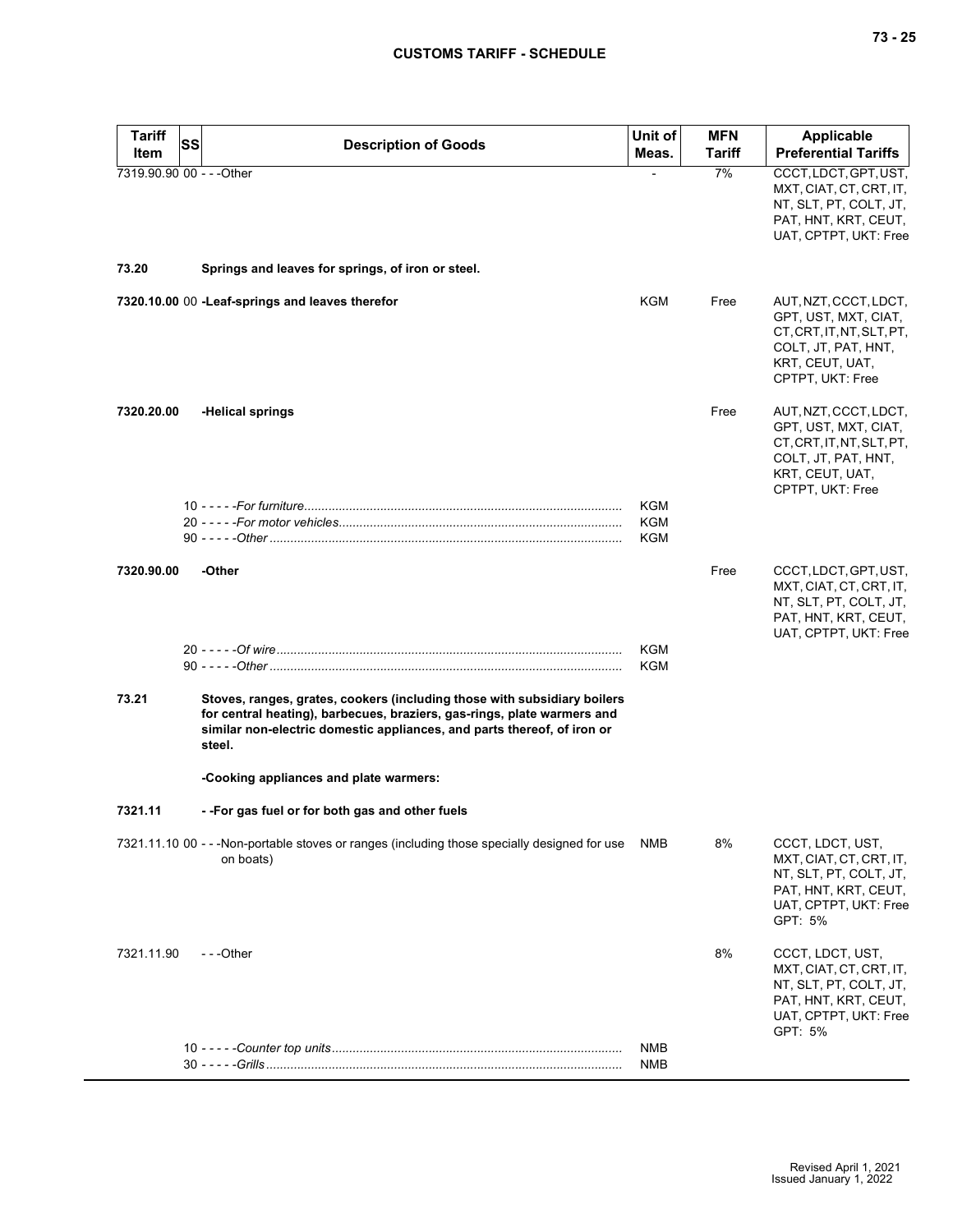| Tariff Item | SS | Description of Goods | Unit of Meas. | MFN Tariff | Applicable Preferential Tariffs |
|---|---|---|---|---|---|
| 7319.90.90 | 00 | - - -Other | - | 7% | CCCT, LDCT, GPT, UST, MXT, CIAT, CT, CRT, IT, NT, SLT, PT, COLT, JT, PAT, HNT, KRT, CEUT, UAT, CPTPT, UKT: Free |
| **73.20** | | **Springs and leaves for springs, of iron or steel.** | | | |
| **7320.10.00** | **00** | **-Leaf-springs and leaves therefor** | KGM | Free | AUT, NZT, CCCT, LDCT, GPT, UST, MXT, CIAT, CT, CRT, IT, NT, SLT, PT, COLT, JT, PAT, HNT, KRT, CEUT, UAT, CPTPT, UKT: Free |
| **7320.20.00** | | **-Helical springs** | | Free | AUT, NZT, CCCT, LDCT, GPT, UST, MXT, CIAT, CT, CRT, IT, NT, SLT, PT, COLT, JT, PAT, HNT, KRT, CEUT, UAT, CPTPT, UKT: Free |
| | 10 | - - - - -*For furniture* | KGM | | |
| | 20 | - - - - -*For motor vehicles* | KGM | | |
| | 90 | - - - - -*Other* | KGM | | |
| **7320.90.00** | | **-Other** | | Free | CCCT, LDCT, GPT, UST, MXT, CIAT, CT, CRT, IT, NT, SLT, PT, COLT, JT, PAT, HNT, KRT, CEUT, UAT, CPTPT, UKT: Free |
| | 20 | - - - - -*Of wire* | KGM | | |
| | 90 | - - - - -*Other* | KGM | | |
| **73.21** | | **Stoves, ranges, grates, cookers (including those with subsidiary boilers for central heating), barbecues, braziers, gas-rings, plate warmers and similar non-electric domestic appliances, and parts thereof, of iron or steel.** | | | |
| | | **-Cooking appliances and plate warmers:** | | | |
| **7321.11** | | **- -For gas fuel or for both gas and other fuels** | | | |
| 7321.11.10 | 00 | - - -Non-portable stoves or ranges (including those specially designed for use on boats) | NMB | 8% | CCCT, LDCT, UST, MXT, CIAT, CT, CRT, IT, NT, SLT, PT, COLT, JT, PAT, HNT, KRT, CEUT, UAT, CPTPT, UKT: Free<br>GPT: 5% |
| 7321.11.90 | | - - -Other | | 8% | CCCT, LDCT, UST, MXT, CIAT, CT, CRT, IT, NT, SLT, PT, COLT, JT, PAT, HNT, KRT, CEUT, UAT, CPTPT, UKT: Free<br>GPT: 5% |
| | 10 | - - - - -*Counter top units* | NMB | | |
| | 30 | - - - - -*Grills* | NMB | | |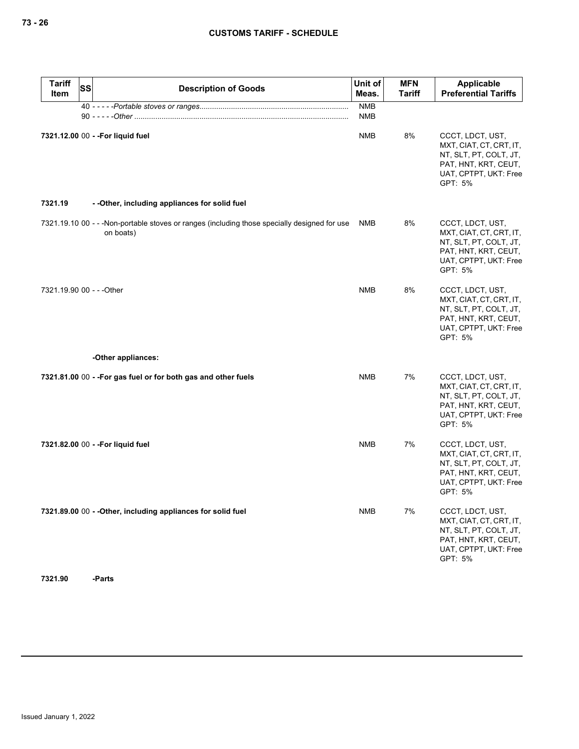| Tariff Item | SS | Description of Goods | Unit of Meas. | MFN Tariff | Applicable Preferential Tariffs |
|---|---|---|---|---|---|
| | 40 | - - - - -*Portable stoves or ranges* | NMB | | |
| | 90 | - - - - -*Other* | NMB | | |
| **7321.12.00** | 00 | **- -For liquid fuel** | NMB | 8% | CCCT, LDCT, UST, MXT, CIAT, CT, CRT, IT, NT, SLT, PT, COLT, JT, PAT, HNT, KRT, CEUT, UAT, CPTPT, UKT: Free GPT: 5% |
| **7321.19** | | **- -Other, including appliances for solid fuel** | | | |
| 7321.19.10 | 00 | - - -Non-portable stoves or ranges (including those specially designed for use on boats) | NMB | 8% | CCCT, LDCT, UST, MXT, CIAT, CT, CRT, IT, NT, SLT, PT, COLT, JT, PAT, HNT, KRT, CEUT, UAT, CPTPT, UKT: Free GPT: 5% |
| 7321.19.90 | 00 | - - -Other | NMB | 8% | CCCT, LDCT, UST, MXT, CIAT, CT, CRT, IT, NT, SLT, PT, COLT, JT, PAT, HNT, KRT, CEUT, UAT, CPTPT, UKT: Free GPT: 5% |
| | | **-Other appliances:** | | | |
| **7321.81.00** | 00 | **- -For gas fuel or for both gas and other fuels** | NMB | 7% | CCCT, LDCT, UST, MXT, CIAT, CT, CRT, IT, NT, SLT, PT, COLT, JT, PAT, HNT, KRT, CEUT, UAT, CPTPT, UKT: Free GPT: 5% |
| **7321.82.00** | 00 | **- -For liquid fuel** | NMB | 7% | CCCT, LDCT, UST, MXT, CIAT, CT, CRT, IT, NT, SLT, PT, COLT, JT, PAT, HNT, KRT, CEUT, UAT, CPTPT, UKT: Free GPT: 5% |
| **7321.89.00** | 00 | **- -Other, including appliances for solid fuel** | NMB | 7% | CCCT, LDCT, UST, MXT, CIAT, CT, CRT, IT, NT, SLT, PT, COLT, JT, PAT, HNT, KRT, CEUT, UAT, CPTPT, UKT: Free GPT: 5% |
| **7321.90** | | **-Parts** | | | |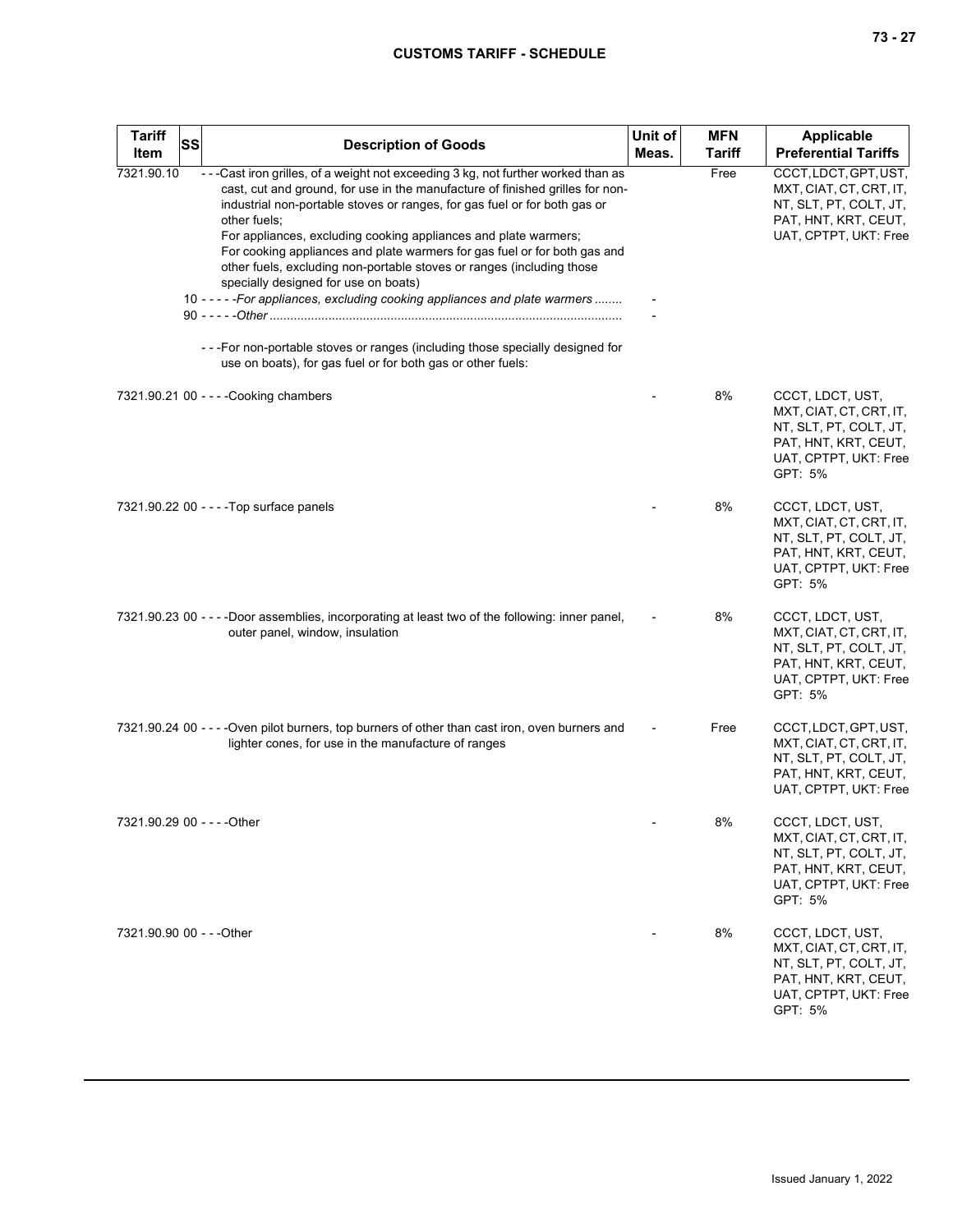| Tariff Item | SS | Description of Goods | Unit of Meas. | MFN Tariff | Applicable Preferential Tariffs |
|---|---|---|---|---|---|
| 7321.90.10 | | ---Cast iron grilles, of a weight not exceeding 3 kg, not further worked than as cast, cut and ground, for use in the manufacture of finished grilles for non-industrial non-portable stoves or ranges, for gas fuel or for both gas or other fuels;<br>For appliances, excluding cooking appliances and plate warmers;<br>For cooking appliances and plate warmers for gas fuel or for both gas and other fuels, excluding non-portable stoves or ranges (including those specially designed for use on boats) | | Free | CCCT, LDCT, GPT, UST, MXT, CIAT, CT, CRT, IT, NT, SLT, PT, COLT, JT, PAT, HNT, KRT, CEUT, UAT, CPTPT, UKT: Free |
| | 10 | -----*For appliances, excluding cooking appliances and plate warmers* | - | | |
| | 90 | -----*Other* | - | | |
| | | ---For non-portable stoves or ranges (including those specially designed for use on boats), for gas fuel or for both gas or other fuels: | | | |
| 7321.90.21 | 00 | ----Cooking chambers | - | 8% | CCCT, LDCT, UST, MXT, CIAT, CT, CRT, IT, NT, SLT, PT, COLT, JT, PAT, HNT, KRT, CEUT, UAT, CPTPT, UKT: Free<br>GPT: 5% |
| 7321.90.22 | 00 | ----Top surface panels | - | 8% | CCCT, LDCT, UST, MXT, CIAT, CT, CRT, IT, NT, SLT, PT, COLT, JT, PAT, HNT, KRT, CEUT, UAT, CPTPT, UKT: Free<br>GPT: 5% |
| 7321.90.23 | 00 | ----Door assemblies, incorporating at least two of the following: inner panel, outer panel, window, insulation | - | 8% | CCCT, LDCT, UST, MXT, CIAT, CT, CRT, IT, NT, SLT, PT, COLT, JT, PAT, HNT, KRT, CEUT, UAT, CPTPT, UKT: Free<br>GPT: 5% |
| 7321.90.24 | 00 | ----Oven pilot burners, top burners of other than cast iron, oven burners and lighter cones, for use in the manufacture of ranges | - | Free | CCCT, LDCT, GPT, UST, MXT, CIAT, CT, CRT, IT, NT, SLT, PT, COLT, JT, PAT, HNT, KRT, CEUT, UAT, CPTPT, UKT: Free |
| 7321.90.29 | 00 | ----Other | - | 8% | CCCT, LDCT, UST, MXT, CIAT, CT, CRT, IT, NT, SLT, PT, COLT, JT, PAT, HNT, KRT, CEUT, UAT, CPTPT, UKT: Free<br>GPT: 5% |
| 7321.90.90 | 00 | ---Other | - | 8% | CCCT, LDCT, UST, MXT, CIAT, CT, CRT, IT, NT, SLT, PT, COLT, JT, PAT, HNT, KRT, CEUT, UAT, CPTPT, UKT: Free<br>GPT: 5% |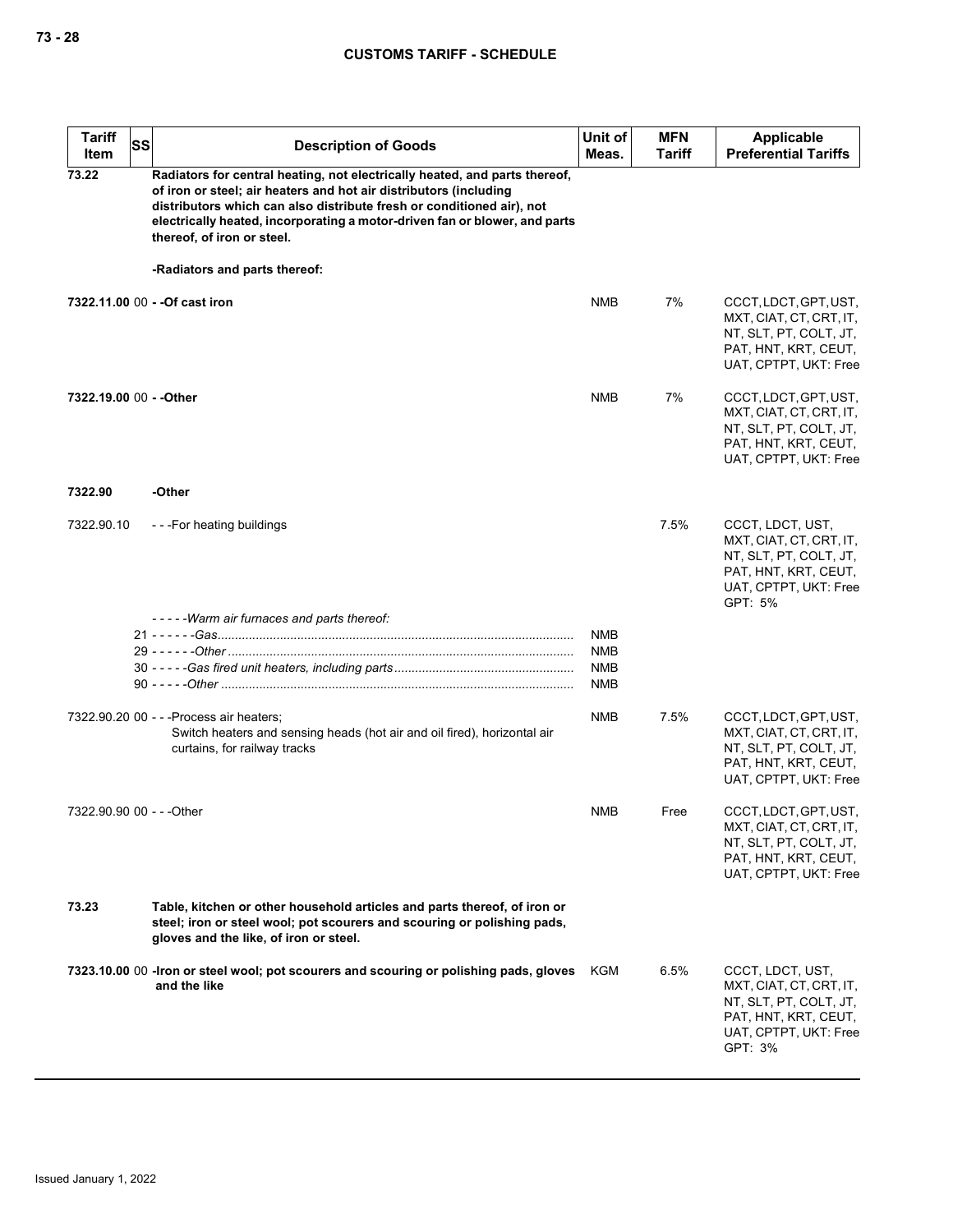| Tariff Item | SS | Description of Goods | Unit of Meas. | MFN Tariff | Applicable Preferential Tariffs |
|---|---|---|---|---|---|
| 73.22 | | **Radiators for central heating, not electrically heated, and parts thereof, of iron or steel; air heaters and hot air distributors (including distributors which can also distribute fresh or conditioned air), not electrically heated, incorporating a motor-driven fan or blower, and parts thereof, of iron or steel.** | | | |
| | | **-Radiators and parts thereof:** | | | |
| **7322.11.00** | 00 | **- -Of cast iron** | NMB | 7% | CCCT, LDCT, GPT, UST, MXT, CIAT, CT, CRT, IT, NT, SLT, PT, COLT, JT, PAT, HNT, KRT, CEUT, UAT, CPTPT, UKT: Free |
| **7322.19.00** | 00 | **- -Other** | NMB | 7% | CCCT, LDCT, GPT, UST, MXT, CIAT, CT, CRT, IT, NT, SLT, PT, COLT, JT, PAT, HNT, KRT, CEUT, UAT, CPTPT, UKT: Free |
| **7322.90** | | **-Other** | | | |
| 7322.90.10 | | - - -For heating buildings | | 7.5% | CCCT, LDCT, UST, MXT, CIAT, CT, CRT, IT, NT, SLT, PT, COLT, JT, PAT, HNT, KRT, CEUT, UAT, CPTPT, UKT: Free<br>GPT: 5% |
| | | - - - - -*Warm air furnaces and parts thereof:* | | | |
| | 21 | - - - - - -*Gas* | NMB | | |
| | 29 | - - - - - -*Other* | NMB | | |
| | 30 | - - - - -*Gas fired unit heaters, including parts* | NMB | | |
| | 90 | - - - - -*Other* | NMB | | |
| 7322.90.20 | 00 | - - -Process air heaters;<br>Switch heaters and sensing heads (hot air and oil fired), horizontal air curtains, for railway tracks | NMB | 7.5% | CCCT, LDCT, GPT, UST, MXT, CIAT, CT, CRT, IT, NT, SLT, PT, COLT, JT, PAT, HNT, KRT, CEUT, UAT, CPTPT, UKT: Free |
| 7322.90.90 | 00 | - - -Other | NMB | Free | CCCT, LDCT, GPT, UST, MXT, CIAT, CT, CRT, IT, NT, SLT, PT, COLT, JT, PAT, HNT, KRT, CEUT, UAT, CPTPT, UKT: Free |
| 73.23 | | **Table, kitchen or other household articles and parts thereof, of iron or steel; iron or steel wool; pot scourers and scouring or polishing pads, gloves and the like, of iron or steel.** | | | |
| **7323.10.00** | 00 | **-Iron or steel wool; pot scourers and scouring or polishing pads, gloves and the like** | KGM | 6.5% | CCCT, LDCT, UST, MXT, CIAT, CT, CRT, IT, NT, SLT, PT, COLT, JT, PAT, HNT, KRT, CEUT, UAT, CPTPT, UKT: Free<br>GPT: 3% |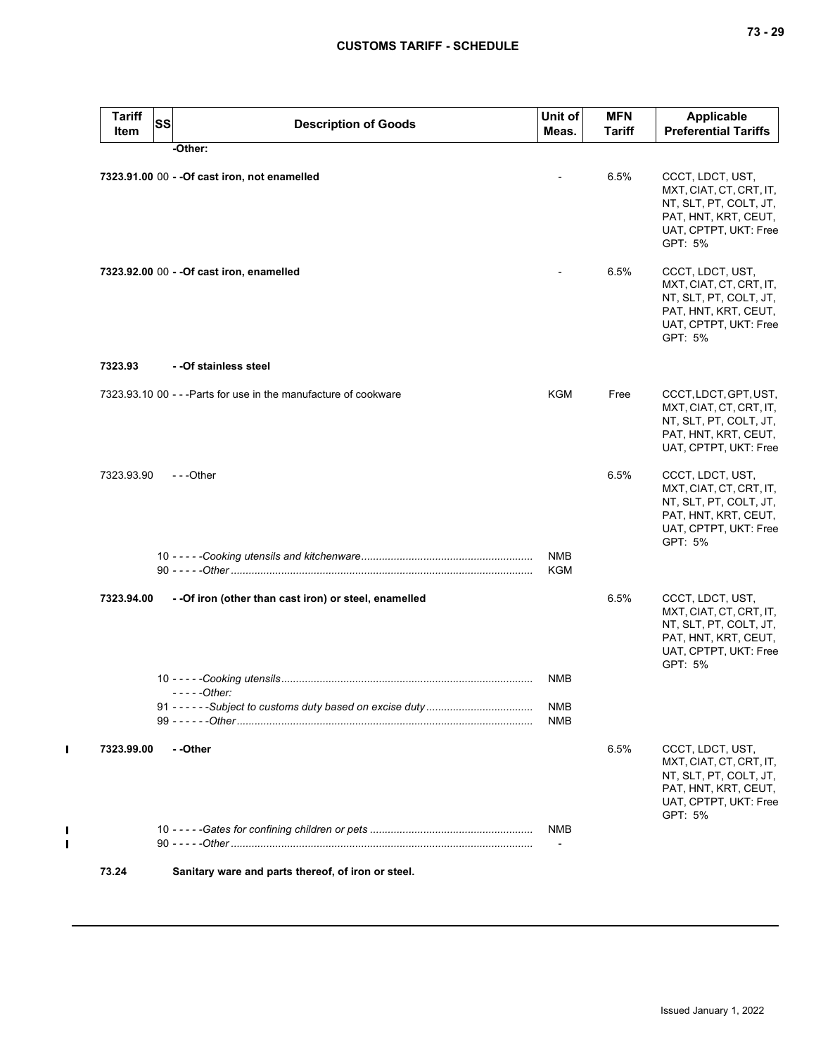| Tariff Item | SS | Description of Goods | Unit of Meas. | MFN Tariff | Applicable Preferential Tariffs |
|---|---|---|---|---|---|
| | | **-Other:** | | | |
| **7323.91.00** | 00 | **- -Of cast iron, not enamelled** | - | 6.5% | CCCT, LDCT, UST, MXT, CIAT, CT, CRT, IT, NT, SLT, PT, COLT, JT, PAT, HNT, KRT, CEUT, UAT, CPTPT, UKT: Free<br>GPT: 5% |
| **7323.92.00** | 00 | **- -Of cast iron, enamelled** | - | 6.5% | CCCT, LDCT, UST, MXT, CIAT, CT, CRT, IT, NT, SLT, PT, COLT, JT, PAT, HNT, KRT, CEUT, UAT, CPTPT, UKT: Free<br>GPT: 5% |
| **7323.93** | | **- -Of stainless steel** | | | |
| 7323.93.10 | 00 | - - -Parts for use in the manufacture of cookware | KGM | Free | CCCT, LDCT, GPT, UST, MXT, CIAT, CT, CRT, IT, NT, SLT, PT, COLT, JT, PAT, HNT, KRT, CEUT, UAT, CPTPT, UKT: Free |
| 7323.93.90 | | - - -Other | | 6.5% | CCCT, LDCT, UST, MXT, CIAT, CT, CRT, IT, NT, SLT, PT, COLT, JT, PAT, HNT, KRT, CEUT, UAT, CPTPT, UKT: Free<br>GPT: 5% |
| | 10 | - - - - -*Cooking utensils and kitchenware* | NMB | | |
| | 90 | - - - - -*Other* | KGM | | |
| **7323.94.00** | | **- -Of iron (other than cast iron) or steel, enamelled** | | 6.5% | CCCT, LDCT, UST, MXT, CIAT, CT, CRT, IT, NT, SLT, PT, COLT, JT, PAT, HNT, KRT, CEUT, UAT, CPTPT, UKT: Free<br>GPT: 5% |
| | 10 | - - - - -*Cooking utensils* | NMB | | |
| | | - - - - -*Other:* | | | |
| | 91 | - - - - - -*Subject to customs duty based on excise duty* | NMB | | |
| | 99 | - - - - - -*Other* | NMB | | |
| **7323.99.00** | | **- -Other** | | 6.5% | CCCT, LDCT, UST, MXT, CIAT, CT, CRT, IT, NT, SLT, PT, COLT, JT, PAT, HNT, KRT, CEUT, UAT, CPTPT, UKT: Free<br>GPT: 5% |
| | 10 | - - - - -*Gates for confining children or pets* | NMB | | |
| | 90 | - - - - -*Other* | - | | |
| **73.24** | | **Sanitary ware and parts thereof, of iron or steel.** | | | |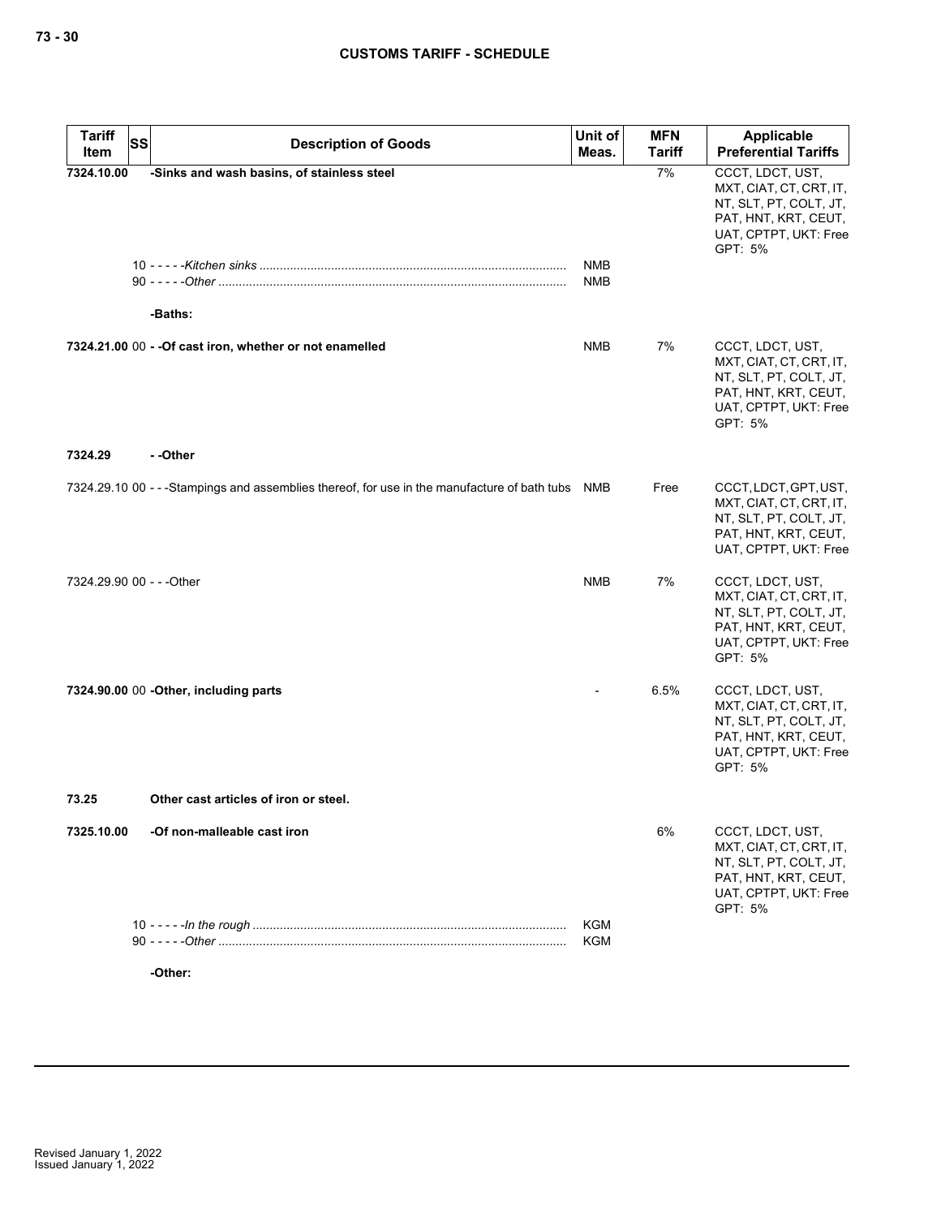| Tariff Item | SS | Description of Goods | Unit of Meas. | MFN Tariff | Applicable Preferential Tariffs |
|---|---|---|---|---|---|
| 7324.10.00 | | -Sinks and wash basins, of stainless steel | | 7% | CCCT, LDCT, UST, MXT, CIAT, CT, CRT, IT, NT, SLT, PT, COLT, JT, PAT, HNT, KRT, CEUT, UAT, CPTPT, UKT: Free GPT: 5% |
| | 10 | - - - - -*Kitchen sinks* | NMB | | |
| | 90 | - - - - -*Other* | NMB | | |
| | | -Baths: | | | |
| 7324.21.00 | 00 | - -Of cast iron, whether or not enamelled | NMB | 7% | CCCT, LDCT, UST, MXT, CIAT, CT, CRT, IT, NT, SLT, PT, COLT, JT, PAT, HNT, KRT, CEUT, UAT, CPTPT, UKT: Free GPT: 5% |
| 7324.29 | | - -Other | | | |
| 7324.29.10 | 00 | - - -Stampings and assemblies thereof, for use in the manufacture of bath tubs | NMB | Free | CCCT, LDCT, GPT, UST, MXT, CIAT, CT, CRT, IT, NT, SLT, PT, COLT, JT, PAT, HNT, KRT, CEUT, UAT, CPTPT, UKT: Free |
| 7324.29.90 | 00 | - - -Other | NMB | 7% | CCCT, LDCT, UST, MXT, CIAT, CT, CRT, IT, NT, SLT, PT, COLT, JT, PAT, HNT, KRT, CEUT, UAT, CPTPT, UKT: Free GPT: 5% |
| 7324.90.00 | 00 | -Other, including parts | - | 6.5% | CCCT, LDCT, UST, MXT, CIAT, CT, CRT, IT, NT, SLT, PT, COLT, JT, PAT, HNT, KRT, CEUT, UAT, CPTPT, UKT: Free GPT: 5% |
| 73.25 | | Other cast articles of iron or steel. | | | |
| 7325.10.00 | | -Of non-malleable cast iron | | 6% | CCCT, LDCT, UST, MXT, CIAT, CT, CRT, IT, NT, SLT, PT, COLT, JT, PAT, HNT, KRT, CEUT, UAT, CPTPT, UKT: Free GPT: 5% |
| | 10 | - - - - -*In the rough* | KGM | | |
| | 90 | - - - - -*Other* | KGM | | |
| | | -Other: | | | |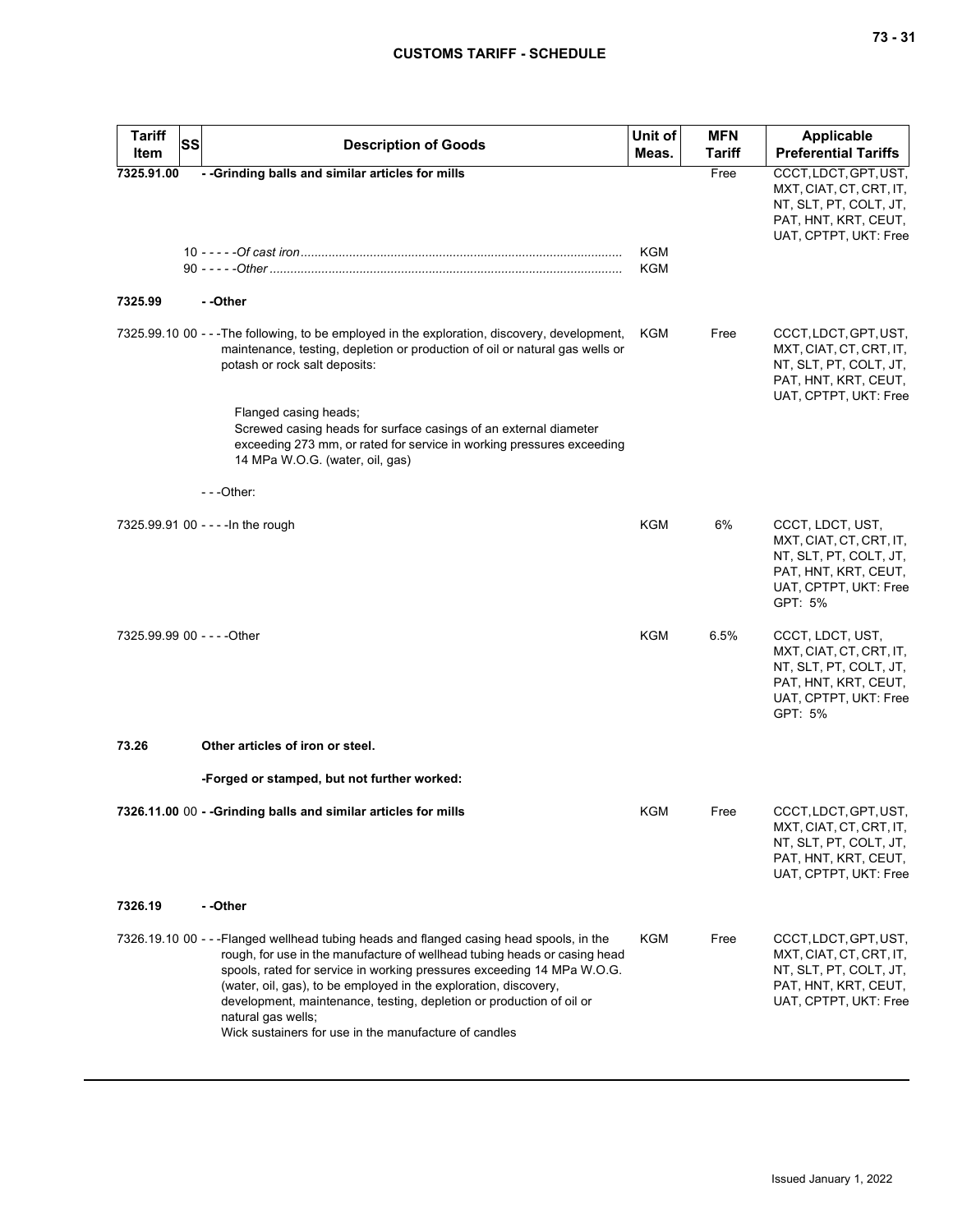| Tariff Item | SS | Description of Goods | Unit of Meas. | MFN Tariff | Applicable Preferential Tariffs |
|---|---|---|---|---|---|
| **7325.91.00** | | **- -Grinding balls and similar articles for mills** | | Free | CCCT, LDCT, GPT, UST, MXT, CIAT, CT, CRT, IT, NT, SLT, PT, COLT, JT, PAT, HNT, KRT, CEUT, UAT, CPTPT, UKT: Free |
| | 10 | - - - - -*Of cast iron* | KGM | | |
| | 90 | - - - - -*Other* | KGM | | |
| **7325.99** | | **- -Other** | | | |
| 7325.99.10 | 00 | - - -The following, to be employed in the exploration, discovery, development, maintenance, testing, depletion or production of oil or natural gas wells or potash or rock salt deposits:<br><br>Flanged casing heads;<br>Screwed casing heads for surface casings of an external diameter exceeding 273 mm, or rated for service in working pressures exceeding 14 MPa W.O.G. (water, oil, gas) | KGM | Free | CCCT, LDCT, GPT, UST, MXT, CIAT, CT, CRT, IT, NT, SLT, PT, COLT, JT, PAT, HNT, KRT, CEUT, UAT, CPTPT, UKT: Free |
| | | - - -Other: | | | |
| 7325.99.91 | 00 | - - - -In the rough | KGM | 6% | CCCT, LDCT, UST, MXT, CIAT, CT, CRT, IT, NT, SLT, PT, COLT, JT, PAT, HNT, KRT, CEUT, UAT, CPTPT, UKT: Free<br>GPT: 5% |
| 7325.99.99 | 00 | - - - -Other | KGM | 6.5% | CCCT, LDCT, UST, MXT, CIAT, CT, CRT, IT, NT, SLT, PT, COLT, JT, PAT, HNT, KRT, CEUT, UAT, CPTPT, UKT: Free<br>GPT: 5% |
| **73.26** | | **Other articles of iron or steel.** | | | |
| | | **-Forged or stamped, but not further worked:** | | | |
| **7326.11.00** | 00 | **- -Grinding balls and similar articles for mills** | KGM | Free | CCCT, LDCT, GPT, UST, MXT, CIAT, CT, CRT, IT, NT, SLT, PT, COLT, JT, PAT, HNT, KRT, CEUT, UAT, CPTPT, UKT: Free |
| **7326.19** | | **- -Other** | | | |
| 7326.19.10 | 00 | - - -Flanged wellhead tubing heads and flanged casing head spools, in the rough, for use in the manufacture of wellhead tubing heads or casing head spools, rated for service in working pressures exceeding 14 MPa W.O.G. (water, oil, gas), to be employed in the exploration, discovery, development, maintenance, testing, depletion or production of oil or natural gas wells;<br>Wick sustainers for use in the manufacture of candles | KGM | Free | CCCT, LDCT, GPT, UST, MXT, CIAT, CT, CRT, IT, NT, SLT, PT, COLT, JT, PAT, HNT, KRT, CEUT, UAT, CPTPT, UKT: Free |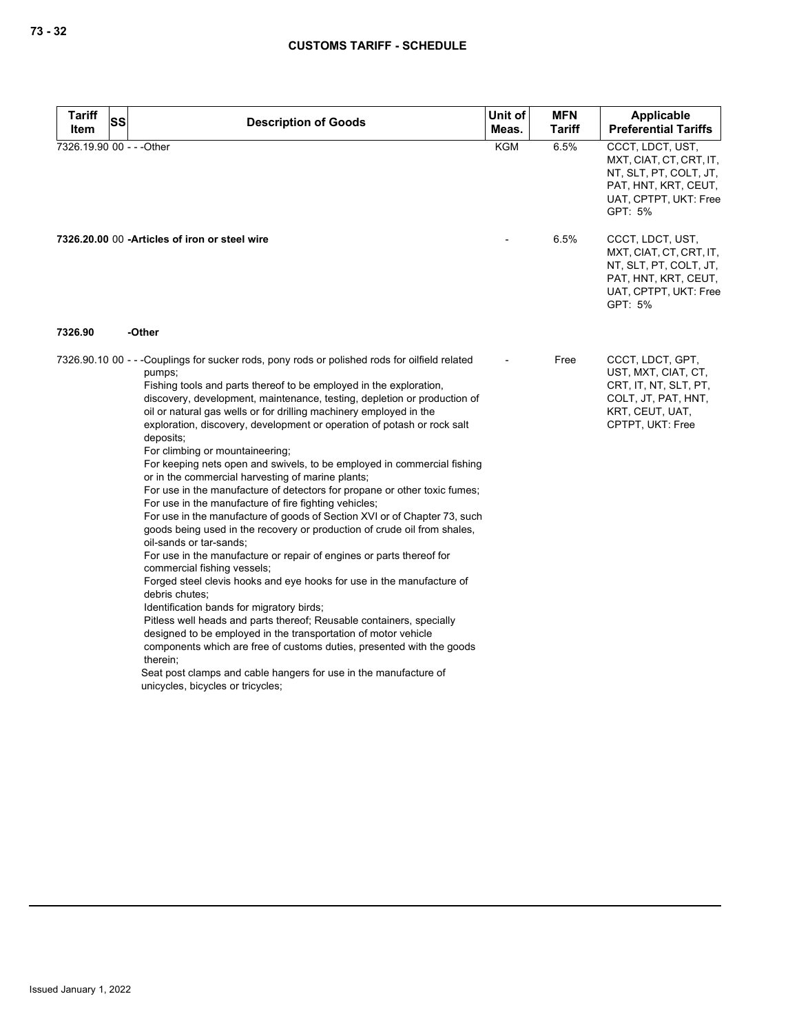| Tariff Item | SS | Description of Goods | Unit of Meas. | MFN Tariff | Applicable Preferential Tariffs |
|---|---|---|---|---|---|
| 7326.19.90 | 00 | - - -Other | KGM | 6.5% | CCCT, LDCT, UST, MXT, CIAT, CT, CRT, IT, NT, SLT, PT, COLT, JT, PAT, HNT, KRT, CEUT, UAT, CPTPT, UKT: Free<br>GPT: 5% |
| **7326.20.00** | 00 | **-Articles of iron or steel wire** | - | 6.5% | CCCT, LDCT, UST, MXT, CIAT, CT, CRT, IT, NT, SLT, PT, COLT, JT, PAT, HNT, KRT, CEUT, UAT, CPTPT, UKT: Free<br>GPT: 5% |
| **7326.90** | | **-Other** | | | |
| 7326.90.10 | 00 | - - -Couplings for sucker rods, pony rods or polished rods for oilfield related pumps;<br>Fishing tools and parts thereof to be employed in the exploration, discovery, development, maintenance, testing, depletion or production of oil or natural gas wells or for drilling machinery employed in the exploration, discovery, development or operation of potash or rock salt deposits;<br>For climbing or mountaineering;<br>For keeping nets open and swivels, to be employed in commercial fishing or in the commercial harvesting of marine plants;<br>For use in the manufacture of detectors for propane or other toxic fumes;<br>For use in the manufacture of fire fighting vehicles;<br>For use in the manufacture of goods of Section XVI or of Chapter 73, such goods being used in the recovery or production of crude oil from shales, oil-sands or tar-sands;<br>For use in the manufacture or repair of engines or parts thereof for commercial fishing vessels;<br>Forged steel clevis hooks and eye hooks for use in the manufacture of debris chutes;<br>Identification bands for migratory birds;<br>Pitless well heads and parts thereof; Reusable containers, specially designed to be employed in the transportation of motor vehicle components which are free of customs duties, presented with the goods therein;<br>Seat post clamps and cable hangers for use in the manufacture of unicycles, bicycles or tricycles; | - | Free | CCCT, LDCT, GPT, UST, MXT, CIAT, CT, CRT, IT, NT, SLT, PT, COLT, JT, PAT, HNT, KRT, CEUT, UAT, CPTPT, UKT: Free |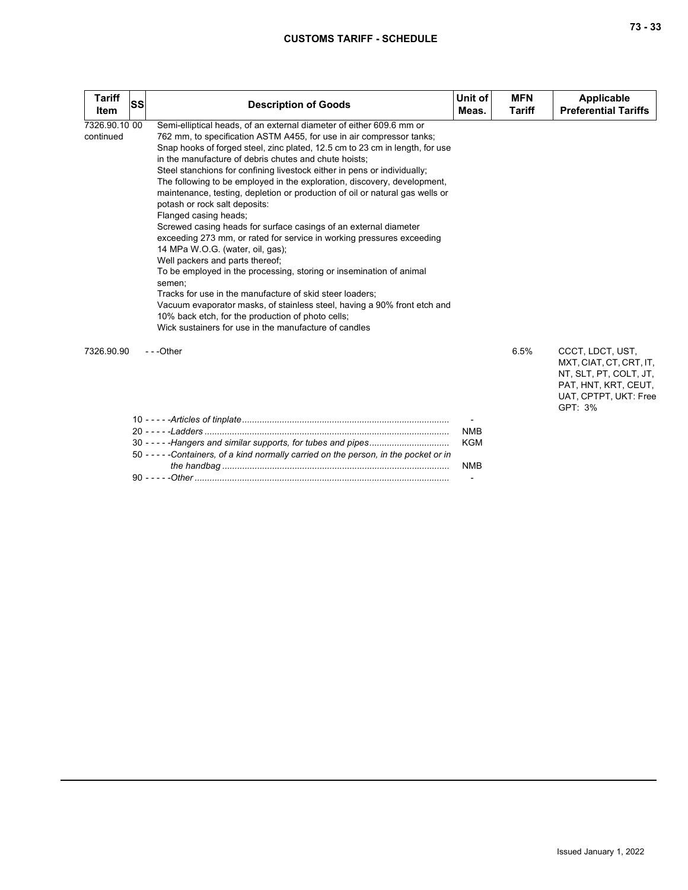| Tariff Item | SS | Description of Goods | Unit of Meas. | MFN Tariff | Applicable Preferential Tariffs |
|---|---|---|---|---|---|
| 7326.90.10 00 continued | | Semi-elliptical heads, of an external diameter of either 609.6 mm or 762 mm, to specification ASTM A455, for use in air compressor tanks;<br>Snap hooks of forged steel, zinc plated, 12.5 cm to 23 cm in length, for use in the manufacture of debris chutes and chute hoists;<br>Steel stanchions for confining livestock either in pens or individually;<br>The following to be employed in the exploration, discovery, development, maintenance, testing, depletion or production of oil or natural gas wells or potash or rock salt deposits:<br>Flanged casing heads;<br>Screwed casing heads for surface casings of an external diameter exceeding 273 mm, or rated for service in working pressures exceeding 14 MPa W.O.G. (water, oil, gas);<br>Well packers and parts thereof;<br>To be employed in the processing, storing or insemination of animal semen;<br>Tracks for use in the manufacture of skid steer loaders;<br>Vacuum evaporator masks, of stainless steel, having a 90% front etch and 10% back etch, for the production of photo cells;<br>Wick sustainers for use in the manufacture of candles | | | |
| 7326.90.90 | | - - -Other | | 6.5% | CCCT, LDCT, UST, MXT, CIAT, CT, CRT, IT, NT, SLT, PT, COLT, JT, PAT, HNT, KRT, CEUT, UAT, CPTPT, UKT: Free<br>GPT: 3% |
| | | 10 - - - - -*Articles of tinplate* | - | | |
| | | 20 - - - - -*Ladders* | NMB | | |
| | | 30 - - - - -*Hangers and similar supports, for tubes and pipes* | KGM | | |
| | | 50 - - - - -*Containers, of a kind normally carried on the person, in the pocket or in the handbag* | NMB | | |
| | | 90 - - - - -*Other* | - | | |